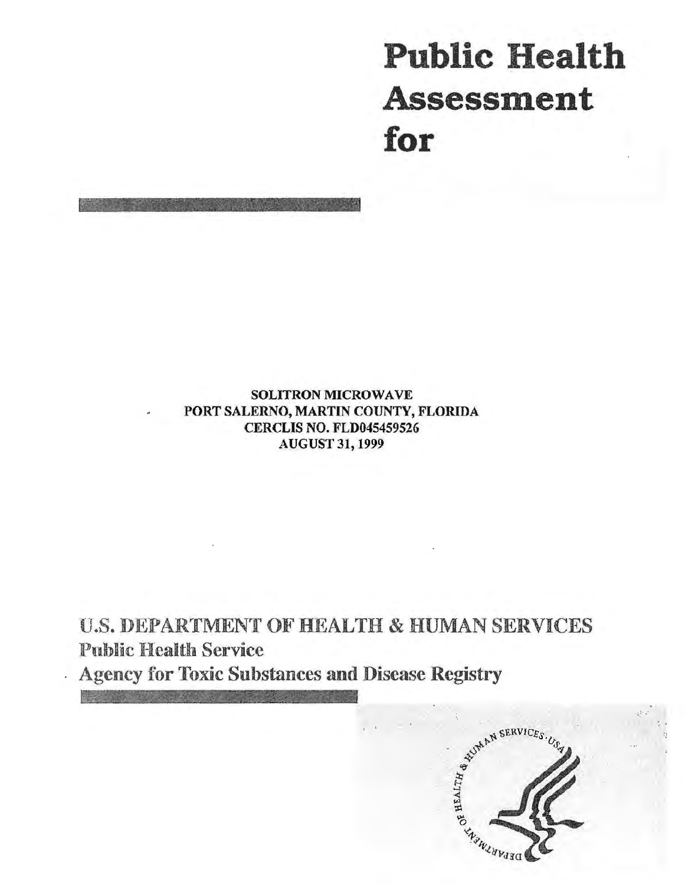# Public Health Assessment for

SOLITRON MICROWAVE
PORT SALERNO, MARTIN COUNTY, FLORIDA
CERCLIS NO. FLD045459526
AUGUST 31, 1999

U.S. DEPARTMENT OF HEALTH & HUMAN SERVICES
Public Health Service
Agency for Toxic Substances and Disease Registry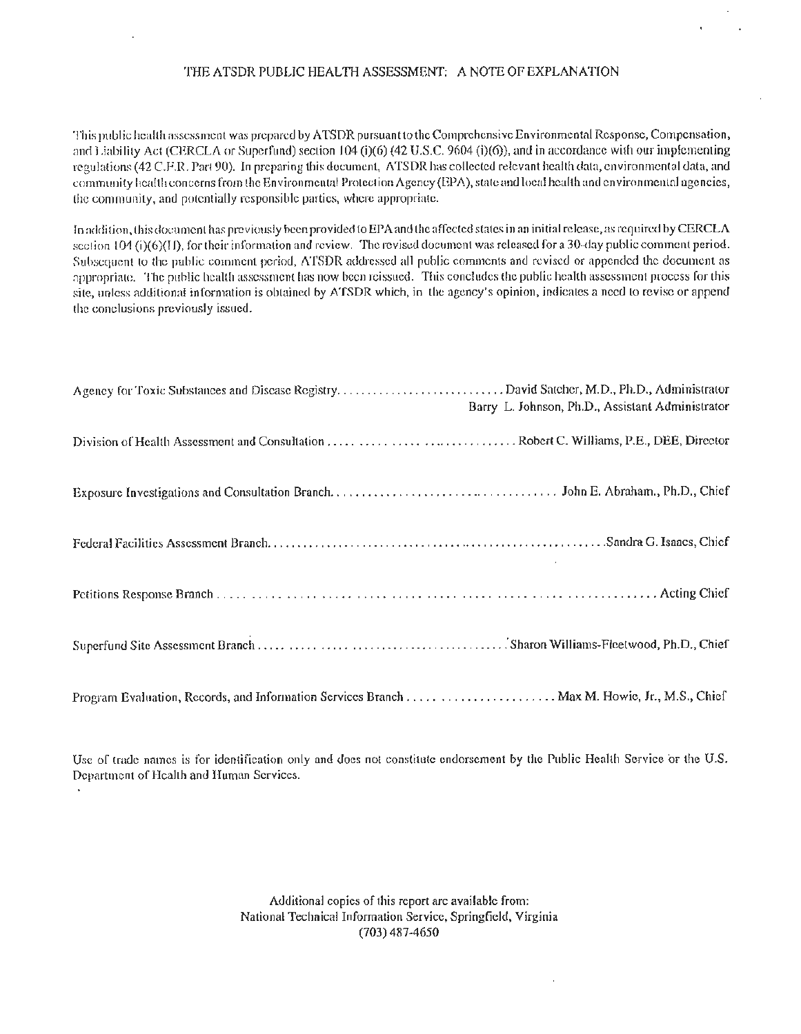# THE ATSDR PUBLIC HEALTH ASSESSMENT: A NOTE OF EXPLANATION

This public health assessment was prepared by ATSDR pursuant to the Comprehensive Environmental Response, Compensation, and Liability Act (CERCLA or Superfund) section 104 (i)(6) (42 U.S.C. 9604 (i)(6)), and in accordance with our implementing regulations (42 C.F.R. Part 90). In preparing this document, ATSDR has collected relevant health data, environmental data, and community health concerns from the Environmental Protection Agency (EPA), state and local health and environmental agencies, the community, and potentially responsible parties, where appropriate.

In addition, this document has previously been provided to EPA and the affected states in an initial release, as required by CERCLA section 104 (i)(6)(H), for their information and review. The revised document was released for a 30-day public comment period. Subsequent to the public comment period, ATSDR addressed all public comments and revised or appended the document as appropriate. The public health assessment has now been reissued. This concludes the public health assessment process for this site, unless additional information is obtained by ATSDR which, in the agency's opinion, indicates a need to revise or append the conclusions previously issued.

Agency for Toxic Substances and Disease Registry............................David Satcher, M.D., Ph.D., Administrator
Barry L. Johnson, Ph.D., Assistant Administrator

Division of Health Assessment and Consultation.............................Robert C. Williams, P.E., DEE, Director

Exposure Investigations and Consultation Branch.............................John E. Abraham., Ph.D., Chief

Federal Facilities Assessment Branch.............................Sandra G. Isaacs, Chief

Petitions Response Branch.............................Acting Chief

Superfund Site Assessment Branch.............................Sharon Williams-Fleetwood, Ph.D., Chief

Program Evaluation, Records, and Information Services Branch.............................Max M. Howie, Jr., M.S., Chief

Use of trade names is for identification only and does not constitute endorsement by the Public Health Service or the U.S. Department of Health and Human Services.

Additional copies of this report are available from:
National Technical Information Service, Springfield, Virginia
(703) 487-4650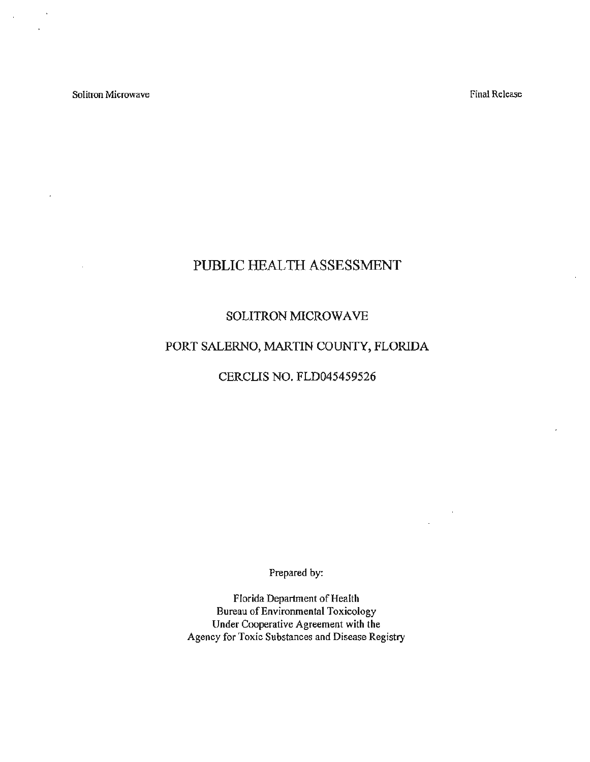# PUBLIC HEALTH ASSESSMENT

## SOLITRON MICROWAVE

## PORT SALERNO, MARTIN COUNTY, FLORIDA

## CERCLIS NO. FLD045459526

Prepared by:

Florida Department of Health
Bureau of Environmental Toxicology
Under Cooperative Agreement with the
Agency for Toxic Substances and Disease Registry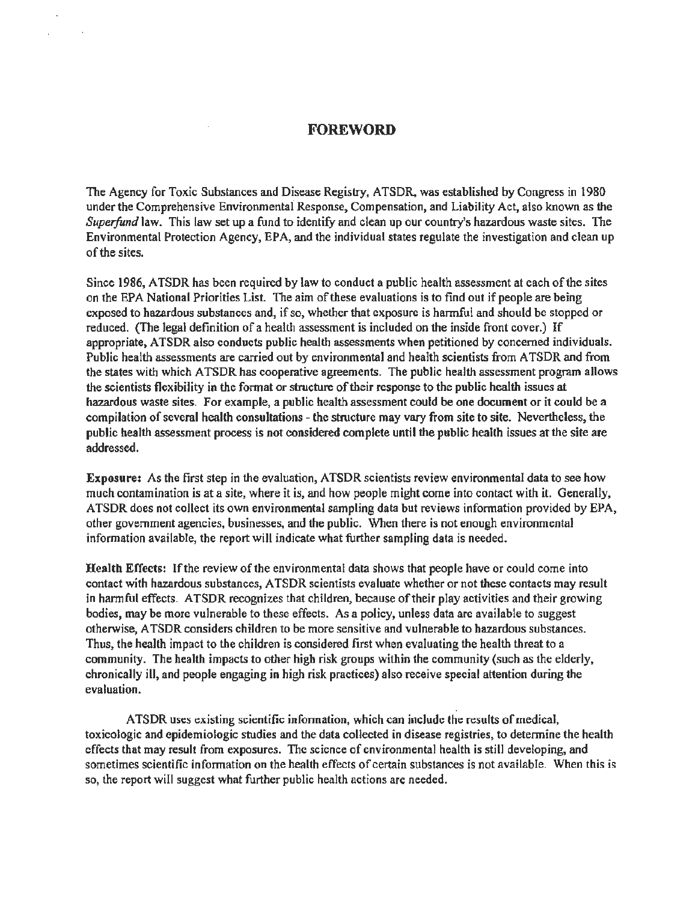# FOREWORD

The Agency for Toxic Substances and Disease Registry, ATSDR, was established by Congress in 1980 under the Comprehensive Environmental Response, Compensation, and Liability Act, also known as the *Superfund* law. This law set up a fund to identify and clean up our country's hazardous waste sites. The Environmental Protection Agency, EPA, and the individual states regulate the investigation and clean up of the sites.

Since 1986, ATSDR has been required by law to conduct a public health assessment at each of the sites on the EPA National Priorities List. The aim of these evaluations is to find out if people are being exposed to hazardous substances and, if so, whether that exposure is harmful and should be stopped or reduced. (The legal definition of a health assessment is included on the inside front cover.) If appropriate, ATSDR also conducts public health assessments when petitioned by concerned individuals. Public health assessments are carried out by environmental and health scientists from ATSDR and from the states with which ATSDR has cooperative agreements. The public health assessment program allows the scientists flexibility in the format or structure of their response to the public health issues at hazardous waste sites. For example, a public health assessment could be one document or it could be a compilation of several health consultations - the structure may vary from site to site. Nevertheless, the public health assessment process is not considered complete until the public health issues at the site are addressed.

**Exposure:** As the first step in the evaluation, ATSDR scientists review environmental data to see how much contamination is at a site, where it is, and how people might come into contact with it. Generally, ATSDR does not collect its own environmental sampling data but reviews information provided by EPA, other government agencies, businesses, and the public. When there is not enough environmental information available, the report will indicate what further sampling data is needed.

**Health Effects:** If the review of the environmental data shows that people have or could come into contact with hazardous substances, ATSDR scientists evaluate whether or not these contacts may result in harmful effects. ATSDR recognizes that children, because of their play activities and their growing bodies, may be more vulnerable to these effects. As a policy, unless data are available to suggest otherwise, ATSDR considers children to be more sensitive and vulnerable to hazardous substances. Thus, the health impact to the children is considered first when evaluating the health threat to a community. The health impacts to other high risk groups within the community (such as the elderly, chronically ill, and people engaging in high risk practices) also receive special attention during the evaluation.

ATSDR uses existing scientific information, which can include the results of medical, toxicologic and epidemiologic studies and the data collected in disease registries, to determine the health effects that may result from exposures. The science of environmental health is still developing, and sometimes scientific information on the health effects of certain substances is not available. When this is so, the report will suggest what further public health actions are needed.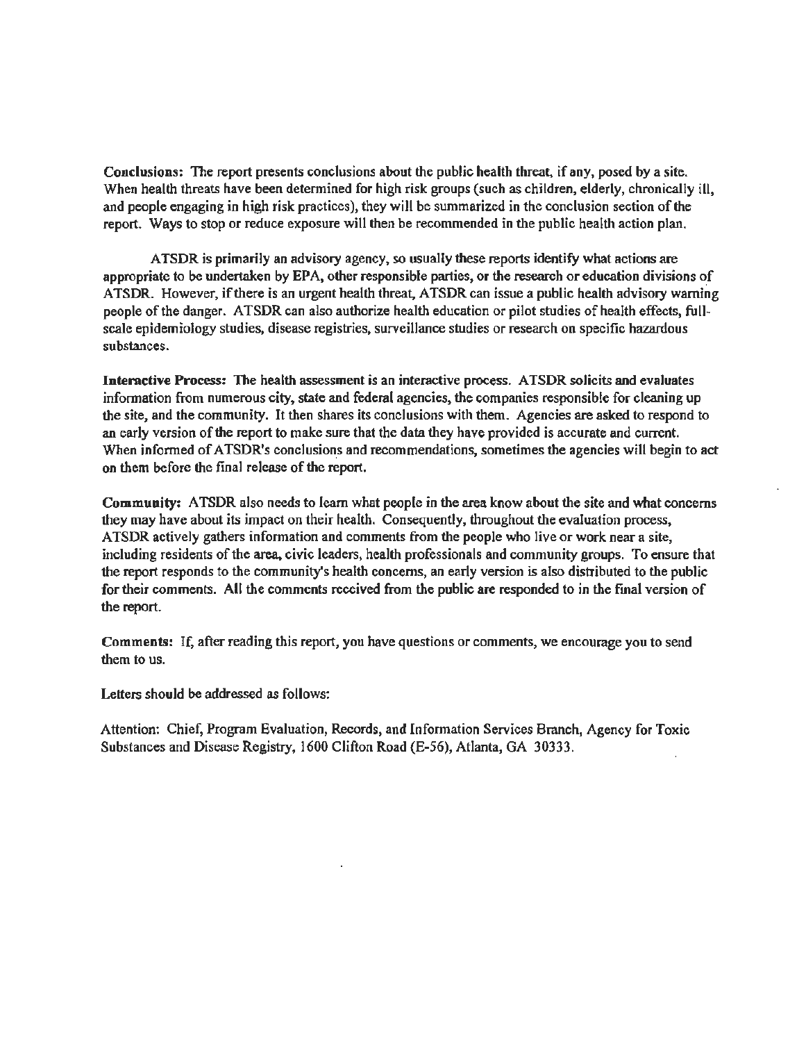**Conclusions:** The report presents conclusions about the public health threat, if any, posed by a site. When health threats have been determined for high risk groups (such as children, elderly, chronically ill, and people engaging in high risk practices), they will be summarized in the conclusion section of the report. Ways to stop or reduce exposure will then be recommended in the public health action plan.

ATSDR is primarily an advisory agency, so usually these reports identify what actions are appropriate to be undertaken by EPA, other responsible parties, or the research or education divisions of ATSDR. However, if there is an urgent health threat, ATSDR can issue a public health advisory warning people of the danger. ATSDR can also authorize health education or pilot studies of health effects, full-scale epidemiology studies, disease registries, surveillance studies or research on specific hazardous substances.

**Interactive Process:** The health assessment is an interactive process. ATSDR solicits and evaluates information from numerous city, state and federal agencies, the companies responsible for cleaning up the site, and the community. It then shares its conclusions with them. Agencies are asked to respond to an early version of the report to make sure that the data they have provided is accurate and current. When informed of ATSDR's conclusions and recommendations, sometimes the agencies will begin to act on them before the final release of the report.

**Community:** ATSDR also needs to learn what people in the area know about the site and what concerns they may have about its impact on their health. Consequently, throughout the evaluation process, ATSDR actively gathers information and comments from the people who live or work near a site, including residents of the area, civic leaders, health professionals and community groups. To ensure that the report responds to the community's health concerns, an early version is also distributed to the public for their comments. All the comments received from the public are responded to in the final version of the report.

**Comments:** If, after reading this report, you have questions or comments, we encourage you to send them to us.

Letters should be addressed as follows:

Attention: Chief, Program Evaluation, Records, and Information Services Branch, Agency for Toxic Substances and Disease Registry, 1600 Clifton Road (E-56), Atlanta, GA 30333.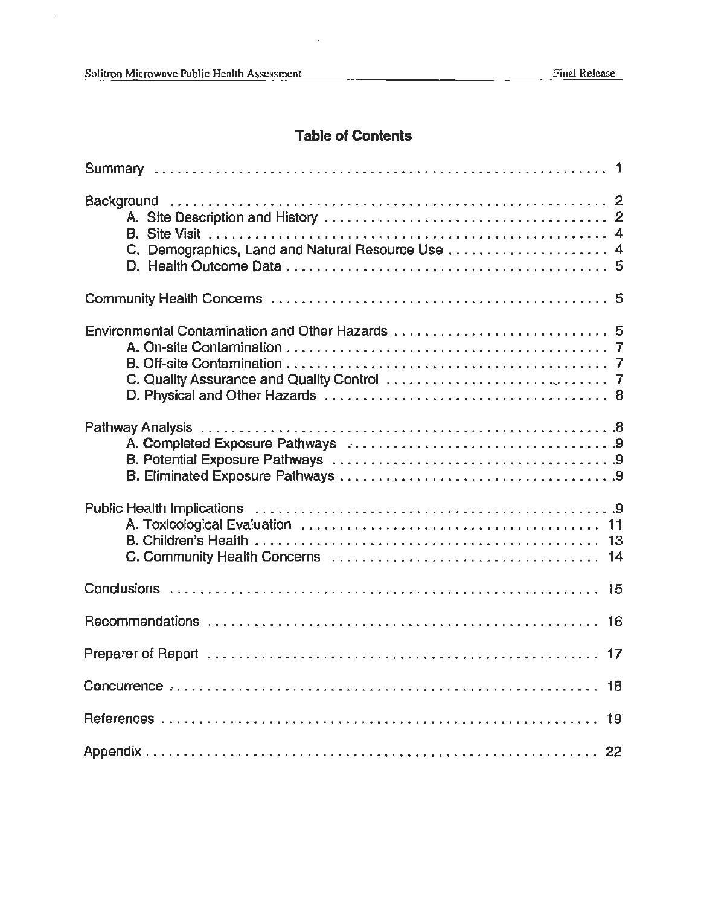## Table of Contents

Summary . . . . . . . . . . . . . . . . . . . . . . . . . . . . . . . . . . . . . . . . . . . . . . . . . . . . 1

Background . . . . . . . . . . . . . . . . . . . . . . . . . . . . . . . . . . . . . . . . . . . . . . . . . . 2
- A. Site Description and History . . . . . . . . . . . . . . . . . . . . . . . . . . . . . . . . . 2
- B. Site Visit . . . . . . . . . . . . . . . . . . . . . . . . . . . . . . . . . . . . . . . . . . . . . . . 4
- C. Demographics, Land and Natural Resource Use . . . . . . . . . . . . . . . . . . . . 4
- D. Health Outcome Data . . . . . . . . . . . . . . . . . . . . . . . . . . . . . . . . . . . . . . 5

Community Health Concerns . . . . . . . . . . . . . . . . . . . . . . . . . . . . . . . . . . . . . . 5

Environmental Contamination and Other Hazards . . . . . . . . . . . . . . . . . . . . . . . . 5
- A. On-site Contamination . . . . . . . . . . . . . . . . . . . . . . . . . . . . . . . . . . . . . . 7
- B. Off-site Contamination . . . . . . . . . . . . . . . . . . . . . . . . . . . . . . . . . . . . . . 7
- C. Quality Assurance and Quality Control . . . . . . . . . . . . . . . . . . . . . . . . . . . 7
- D. Physical and Other Hazards . . . . . . . . . . . . . . . . . . . . . . . . . . . . . . . . . . 8

Pathway Analysis . . . . . . . . . . . . . . . . . . . . . . . . . . . . . . . . . . . . . . . . . . . . . . 8
- A. Completed Exposure Pathways . . . . . . . . . . . . . . . . . . . . . . . . . . . . . . . . 9
- B. Potential Exposure Pathways . . . . . . . . . . . . . . . . . . . . . . . . . . . . . . . . . 9
- B. Eliminated Exposure Pathways . . . . . . . . . . . . . . . . . . . . . . . . . . . . . . . . 9

Public Health Implications . . . . . . . . . . . . . . . . . . . . . . . . . . . . . . . . . . . . . . . 9
- A. Toxicological Evaluation . . . . . . . . . . . . . . . . . . . . . . . . . . . . . . . . . . . . 11
- B. Children's Health . . . . . . . . . . . . . . . . . . . . . . . . . . . . . . . . . . . . . . . . . 13
- C. Community Health Concerns . . . . . . . . . . . . . . . . . . . . . . . . . . . . . . . . . 14

Conclusions . . . . . . . . . . . . . . . . . . . . . . . . . . . . . . . . . . . . . . . . . . . . . . . . . 15

Recommendations . . . . . . . . . . . . . . . . . . . . . . . . . . . . . . . . . . . . . . . . . . . . . 16

Preparer of Report . . . . . . . . . . . . . . . . . . . . . . . . . . . . . . . . . . . . . . . . . . . . 17

Concurrence . . . . . . . . . . . . . . . . . . . . . . . . . . . . . . . . . . . . . . . . . . . . . . . . . 18

References . . . . . . . . . . . . . . . . . . . . . . . . . . . . . . . . . . . . . . . . . . . . . . . . . . 19

Appendix . . . . . . . . . . . . . . . . . . . . . . . . . . . . . . . . . . . . . . . . . . . . . . . . . . . 22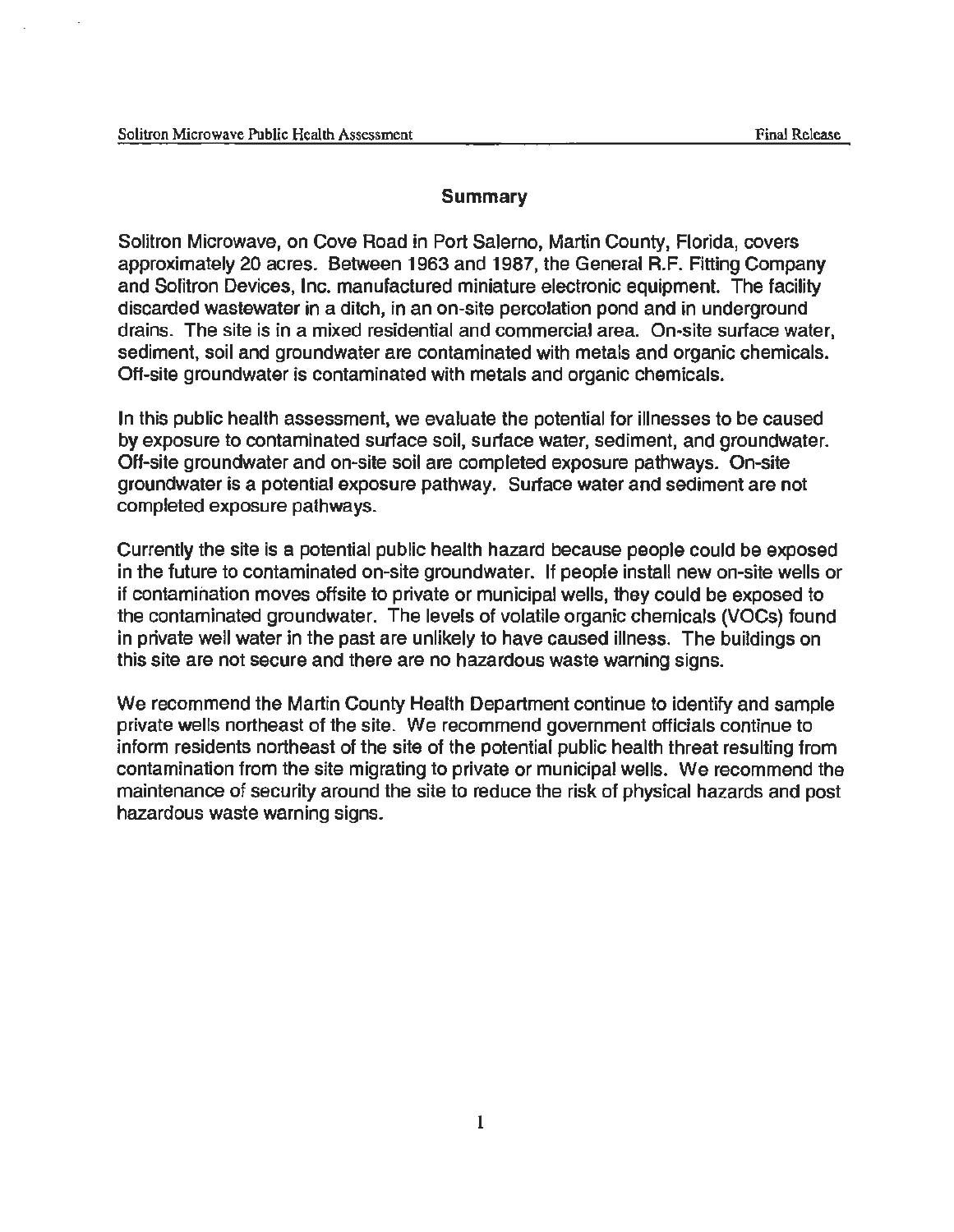## Summary

Solitron Microwave, on Cove Road in Port Salerno, Martin County, Florida, covers approximately 20 acres. Between 1963 and 1987, the General R.F. Fitting Company and Solitron Devices, Inc. manufactured miniature electronic equipment. The facility discarded wastewater in a ditch, in an on-site percolation pond and in underground drains. The site is in a mixed residential and commercial area. On-site surface water, sediment, soil and groundwater are contaminated with metals and organic chemicals. Off-site groundwater is contaminated with metals and organic chemicals.

In this public health assessment, we evaluate the potential for illnesses to be caused by exposure to contaminated surface soil, surface water, sediment, and groundwater. Off-site groundwater and on-site soil are completed exposure pathways. On-site groundwater is a potential exposure pathway. Surface water and sediment are not completed exposure pathways.

Currently the site is a potential public health hazard because people could be exposed in the future to contaminated on-site groundwater. If people install new on-site wells or if contamination moves offsite to private or municipal wells, they could be exposed to the contaminated groundwater. The levels of volatile organic chemicals (VOCs) found in private well water in the past are unlikely to have caused illness. The buildings on this site are not secure and there are no hazardous waste warning signs.

We recommend the Martin County Health Department continue to identify and sample private wells northeast of the site. We recommend government officials continue to inform residents northeast of the site of the potential public health threat resulting from contamination from the site migrating to private or municipal wells. We recommend the maintenance of security around the site to reduce the risk of physical hazards and post hazardous waste warning signs.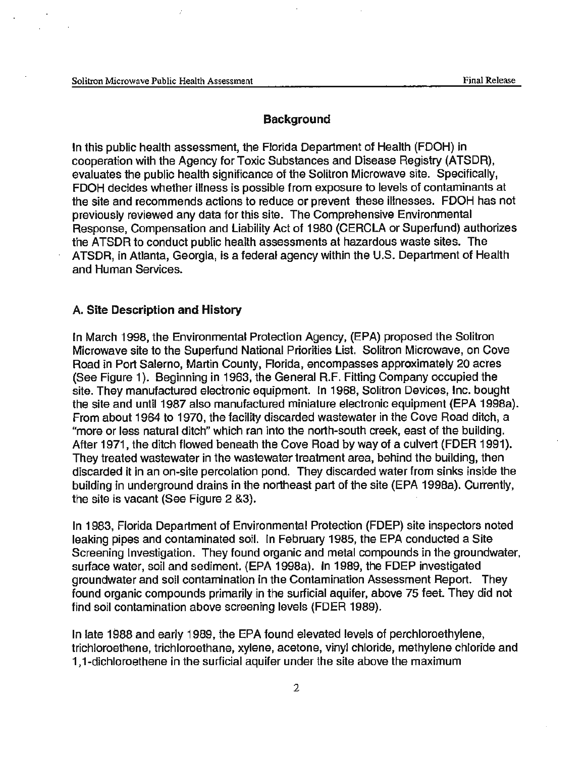## Background

In this public health assessment, the Florida Department of Health (FDOH) in cooperation with the Agency for Toxic Substances and Disease Registry (ATSDR), evaluates the public health significance of the Solitron Microwave site. Specifically, FDOH decides whether illness is possible from exposure to levels of contaminants at the site and recommends actions to reduce or prevent these illnesses. FDOH has not previously reviewed any data for this site. The Comprehensive Environmental Response, Compensation and Liability Act of 1980 (CERCLA or Superfund) authorizes the ATSDR to conduct public health assessments at hazardous waste sites. The ATSDR, in Atlanta, Georgia, is a federal agency within the U.S. Department of Health and Human Services.

### A. Site Description and History

In March 1998, the Environmental Protection Agency, (EPA) proposed the Solitron Microwave site to the Superfund National Priorities List. Solitron Microwave, on Cove Road in Port Salerno, Martin County, Florida, encompasses approximately 20 acres (See Figure 1). Beginning in 1963, the General R.F. Fitting Company occupied the site. They manufactured electronic equipment. In 1968, Solitron Devices, Inc. bought the site and until 1987 also manufactured miniature electronic equipment (EPA 1998a). From about 1964 to 1970, the facility discarded wastewater in the Cove Road ditch, a "more or less natural ditch" which ran into the north-south creek, east of the building. After 1971, the ditch flowed beneath the Cove Road by way of a culvert (FDER 1991). They treated wastewater in the wastewater treatment area, behind the building, then discarded it in an on-site percolation pond. They discarded water from sinks inside the building in underground drains in the northeast part of the site (EPA 1998a). Currently, the site is vacant (See Figure 2 &3).

In 1983, Florida Department of Environmental Protection (FDEP) site inspectors noted leaking pipes and contaminated soil. In February 1985, the EPA conducted a Site Screening Investigation. They found organic and metal compounds in the groundwater, surface water, soil and sediment. (EPA 1998a). In 1989, the FDEP investigated groundwater and soil contamination in the Contamination Assessment Report. They found organic compounds primarily in the surficial aquifer, above 75 feet. They did not find soil contamination above screening levels (FDER 1989).

In late 1988 and early 1989, the EPA found elevated levels of perchloroethylene, trichloroethene, trichloroethane, xylene, acetone, vinyl chloride, methylene chloride and 1,1-dichloroethene in the surficial aquifer under the site above the maximum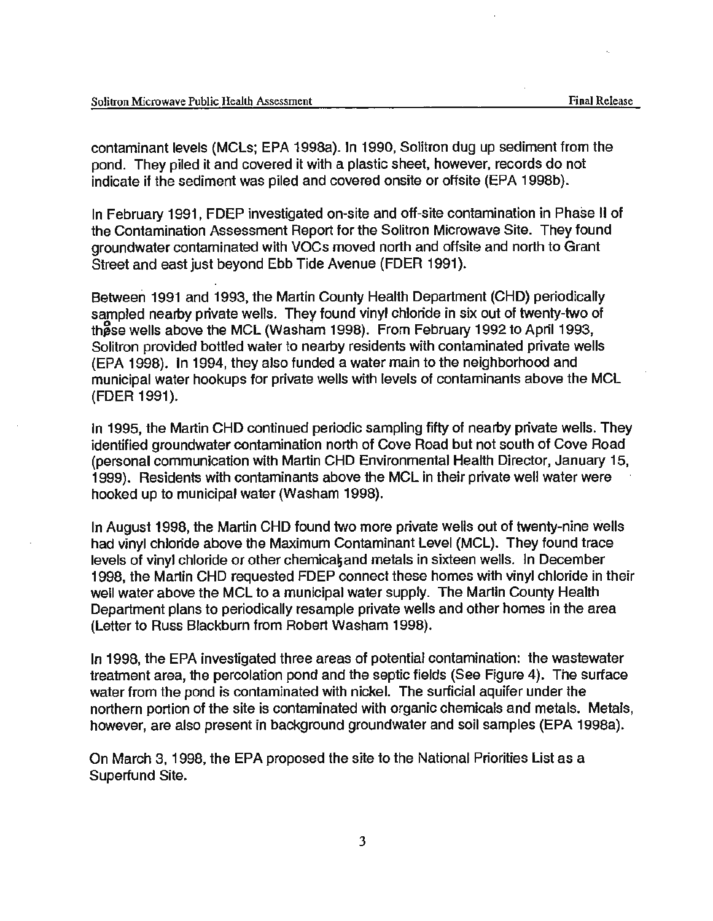contaminant levels (MCLs; EPA 1998a). In 1990, Solitron dug up sediment from the pond. They piled it and covered it with a plastic sheet, however, records do not indicate if the sediment was piled and covered onsite or offsite (EPA 1998b).

In February 1991, FDEP investigated on-site and off-site contamination in Phase II of the Contamination Assessment Report for the Solitron Microwave Site. They found groundwater contaminated with VOCs moved north and offsite and north to Grant Street and east just beyond Ebb Tide Avenue (FDER 1991).

Between 1991 and 1993, the Martin County Health Department (CHD) periodically sampled nearby private wells. They found vinyl chloride in six out of twenty-two of these wells above the MCL (Washam 1998). From February 1992 to April 1993, Solitron provided bottled water to nearby residents with contaminated private wells (EPA 1998). In 1994, they also funded a water main to the neighborhood and municipal water hookups for private wells with levels of contaminants above the MCL (FDER 1991).

In 1995, the Martin CHD continued periodic sampling fifty of nearby private wells. They identified groundwater contamination north of Cove Road but not south of Cove Road (personal communication with Martin CHD Environmental Health Director, January 15, 1999). Residents with contaminants above the MCL in their private well water were hooked up to municipal water (Washam 1998).

In August 1998, the Martin CHD found two more private wells out of twenty-nine wells had vinyl chloride above the Maximum Contaminant Level (MCL). They found trace levels of vinyl chloride or other chemicals and metals in sixteen wells. In December 1998, the Martin CHD requested FDEP connect these homes with vinyl chloride in their well water above the MCL to a municipal water supply. The Martin County Health Department plans to periodically resample private wells and other homes in the area (Letter to Russ Blackburn from Robert Washam 1998).

In 1998, the EPA investigated three areas of potential contamination: the wastewater treatment area, the percolation pond and the septic fields (See Figure 4). The surface water from the pond is contaminated with nickel. The surficial aquifer under the northern portion of the site is contaminated with organic chemicals and metals. Metals, however, are also present in background groundwater and soil samples (EPA 1998a).

On March 3, 1998, the EPA proposed the site to the National Priorities List as a Superfund Site.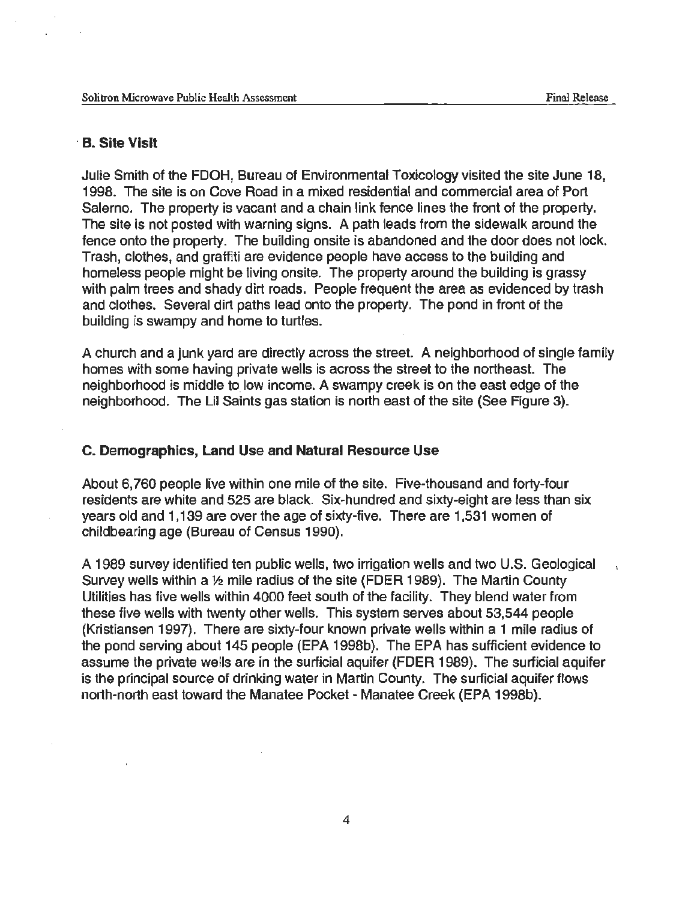## B. Site Visit

Julie Smith of the FDOH, Bureau of Environmental Toxicology visited the site June 18, 1998. The site is on Cove Road in a mixed residential and commercial area of Port Salerno. The property is vacant and a chain link fence lines the front of the property. The site is not posted with warning signs. A path leads from the sidewalk around the fence onto the property. The building onsite is abandoned and the door does not lock. Trash, clothes, and graffiti are evidence people have access to the building and homeless people might be living onsite. The property around the building is grassy with palm trees and shady dirt roads. People frequent the area as evidenced by trash and clothes. Several dirt paths lead onto the property. The pond in front of the building is swampy and home to turtles.

A church and a junk yard are directly across the street. A neighborhood of single family homes with some having private wells is across the street to the northeast. The neighborhood is middle to low income. A swampy creek is on the east edge of the neighborhood. The Lil Saints gas station is north east of the site (See Figure 3).

## C. Demographics, Land Use and Natural Resource Use

About 6,760 people live within one mile of the site. Five-thousand and forty-four residents are white and 525 are black. Six-hundred and sixty-eight are less than six years old and 1,139 are over the age of sixty-five. There are 1,531 women of childbearing age (Bureau of Census 1990).

A 1989 survey identified ten public wells, two irrigation wells and two U.S. Geological Survey wells within a ½ mile radius of the site (FDER 1989). The Martin County Utilities has five wells within 4000 feet south of the facility. They blend water from these five wells with twenty other wells. This system serves about 53,544 people (Kristiansen 1997). There are sixty-four known private wells within a 1 mile radius of the pond serving about 145 people (EPA 1998b). The EPA has sufficient evidence to assume the private wells are in the surficial aquifer (FDER 1989). The surficial aquifer is the principal source of drinking water in Martin County. The surficial aquifer flows north-north east toward the Manatee Pocket - Manatee Creek (EPA 1998b).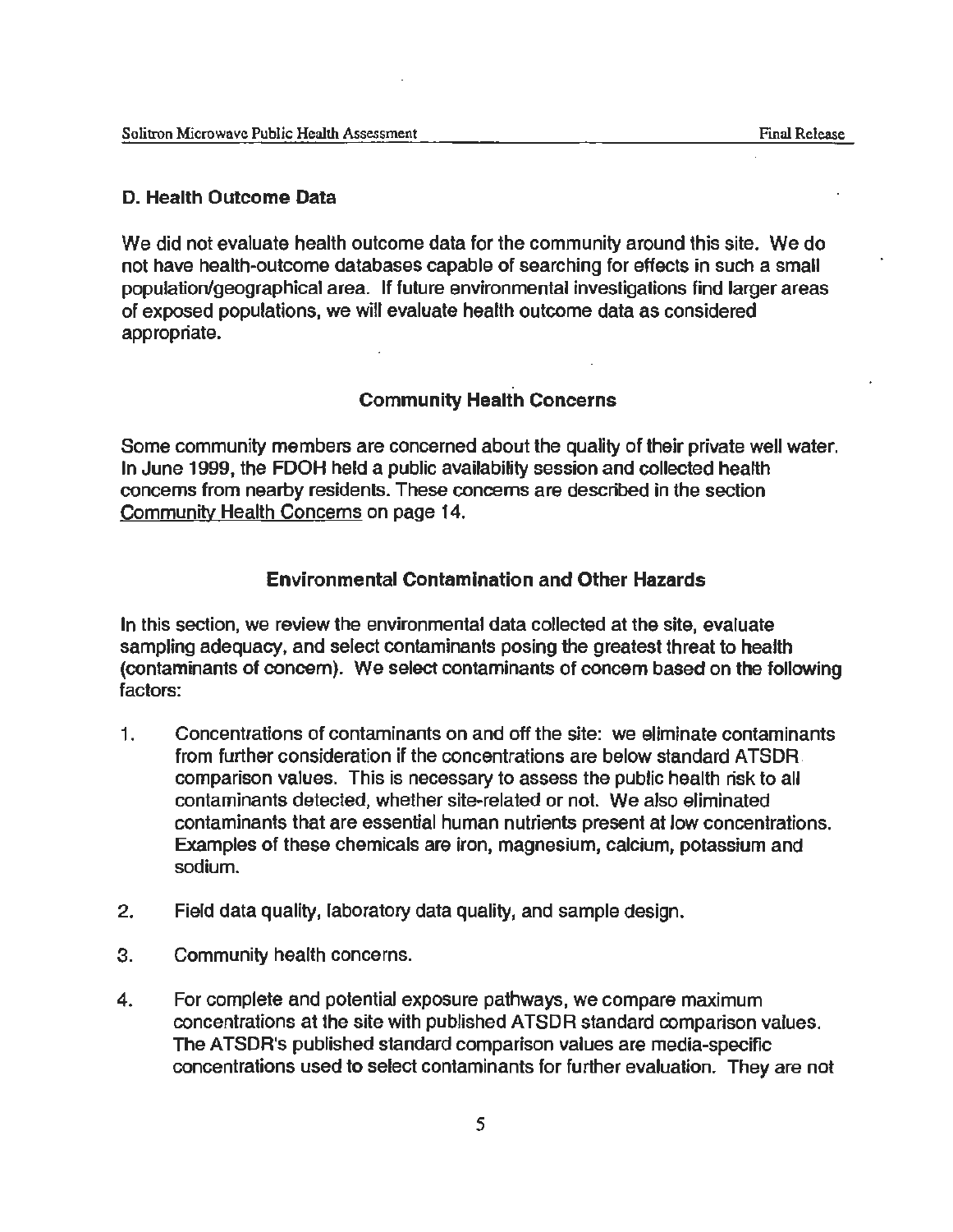### D. Health Outcome Data

We did not evaluate health outcome data for the community around this site. We do not have health-outcome databases capable of searching for effects in such a small population/geographical area. If future environmental investigations find larger areas of exposed populations, we will evaluate health outcome data as considered appropriate.

## Community Health Concerns

Some community members are concerned about the quality of their private well water. In June 1999, the FDOH held a public availability session and collected health concerns from nearby residents. These concerns are described in the section Community Health Concerns on page 14.

## Environmental Contamination and Other Hazards

In this section, we review the environmental data collected at the site, evaluate sampling adequacy, and select contaminants posing the greatest threat to health (contaminants of concern). We select contaminants of concern based on the following factors:

1. Concentrations of contaminants on and off the site: we eliminate contaminants from further consideration if the concentrations are below standard ATSDR comparison values. This is necessary to assess the public health risk to all contaminants detected, whether site-related or not. We also eliminated contaminants that are essential human nutrients present at low concentrations. Examples of these chemicals are iron, magnesium, calcium, potassium and sodium.

2. Field data quality, laboratory data quality, and sample design.

3. Community health concerns.

4. For complete and potential exposure pathways, we compare maximum concentrations at the site with published ATSDR standard comparison values. The ATSDR's published standard comparison values are media-specific concentrations used to select contaminants for further evaluation. They are not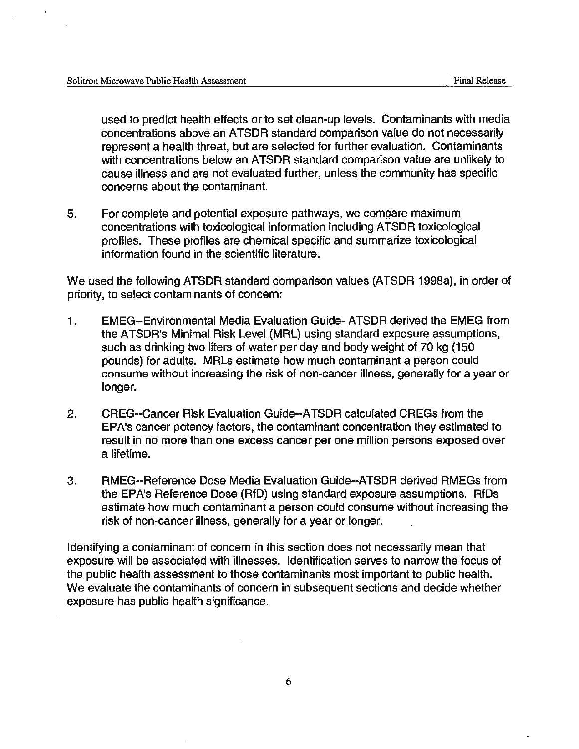used to predict health effects or to set clean-up levels. Contaminants with media concentrations above an ATSDR standard comparison value do not necessarily represent a health threat, but are selected for further evaluation. Contaminants with concentrations below an ATSDR standard comparison value are unlikely to cause illness and are not evaluated further, unless the community has specific concerns about the contaminant.

5. For complete and potential exposure pathways, we compare maximum concentrations with toxicological information including ATSDR toxicological profiles. These profiles are chemical specific and summarize toxicological information found in the scientific literature.

We used the following ATSDR standard comparison values (ATSDR 1998a), in order of priority, to select contaminants of concern:

1. EMEG--Environmental Media Evaluation Guide- ATSDR derived the EMEG from the ATSDR's Minimal Risk Level (MRL) using standard exposure assumptions, such as drinking two liters of water per day and body weight of 70 kg (150 pounds) for adults. MRLs estimate how much contaminant a person could consume without increasing the risk of non-cancer illness, generally for a year or longer.

2. CREG--Cancer Risk Evaluation Guide--ATSDR calculated CREGs from the EPA's cancer potency factors, the contaminant concentration they estimated to result in no more than one excess cancer per one million persons exposed over a lifetime.

3. RMEG--Reference Dose Media Evaluation Guide--ATSDR derived RMEGs from the EPA's Reference Dose (RfD) using standard exposure assumptions. RfDs estimate how much contaminant a person could consume without increasing the risk of non-cancer illness, generally for a year or longer.

Identifying a contaminant of concern in this section does not necessarily mean that exposure will be associated with illnesses. Identification serves to narrow the focus of the public health assessment to those contaminants most important to public health. We evaluate the contaminants of concern in subsequent sections and decide whether exposure has public health significance.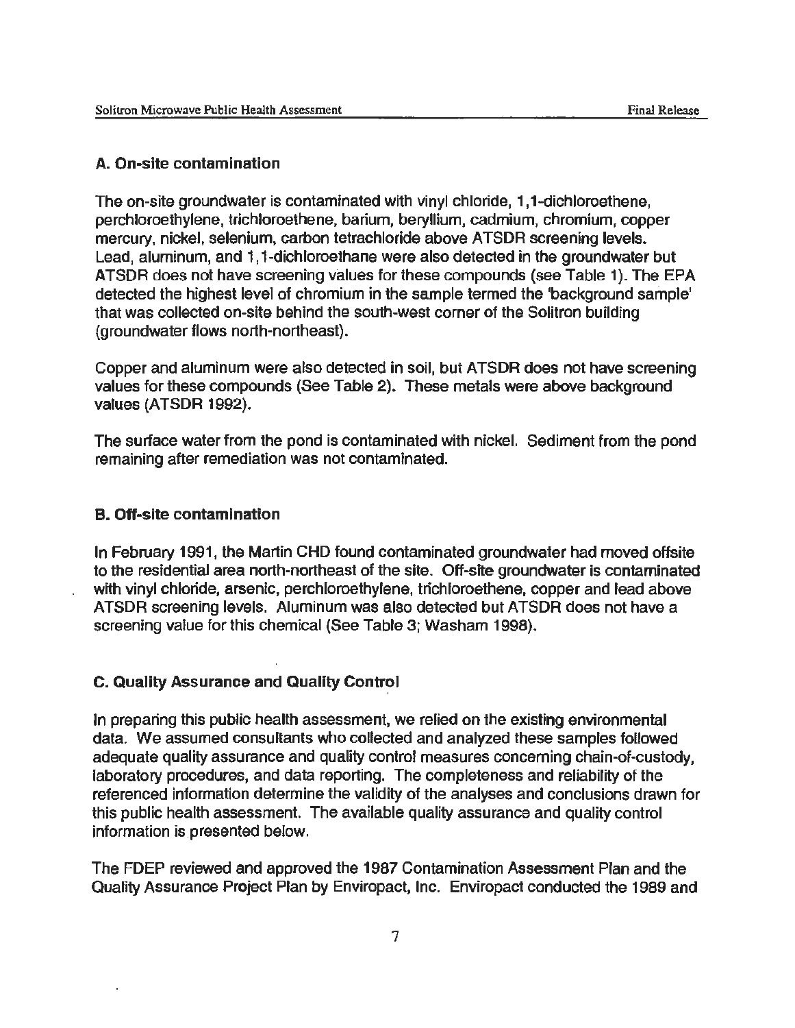### A. On-site contamination

The on-site groundwater is contaminated with vinyl chloride, 1,1-dichloroethene, perchloroethylene, trichloroethene, barium, beryllium, cadmium, chromium, copper mercury, nickel, selenium, carbon tetrachloride above ATSDR screening levels. Lead, aluminum, and 1,1-dichloroethane were also detected in the groundwater but ATSDR does not have screening values for these compounds (see Table 1). The EPA detected the highest level of chromium in the sample termed the 'background sample' that was collected on-site behind the south-west corner of the Solitron building (groundwater flows north-northeast).

Copper and aluminum were also detected in soil, but ATSDR does not have screening values for these compounds (See Table 2). These metals were above background values (ATSDR 1992).

The surface water from the pond is contaminated with nickel. Sediment from the pond remaining after remediation was not contaminated.

### B. Off-site contamination

In February 1991, the Martin CHD found contaminated groundwater had moved offsite to the residential area north-northeast of the site. Off-site groundwater is contaminated with vinyl chloride, arsenic, perchloroethylene, trichloroethene, copper and lead above ATSDR screening levels. Aluminum was also detected but ATSDR does not have a screening value for this chemical (See Table 3; Washam 1998).

### C. Quality Assurance and Quality Control

In preparing this public health assessment, we relied on the existing environmental data. We assumed consultants who collected and analyzed these samples followed adequate quality assurance and quality control measures concerning chain-of-custody, laboratory procedures, and data reporting. The completeness and reliability of the referenced information determine the validity of the analyses and conclusions drawn for this public health assessment. The available quality assurance and quality control information is presented below.

The FDEP reviewed and approved the 1987 Contamination Assessment Plan and the Quality Assurance Project Plan by Enviropact, Inc. Enviropact conducted the 1989 and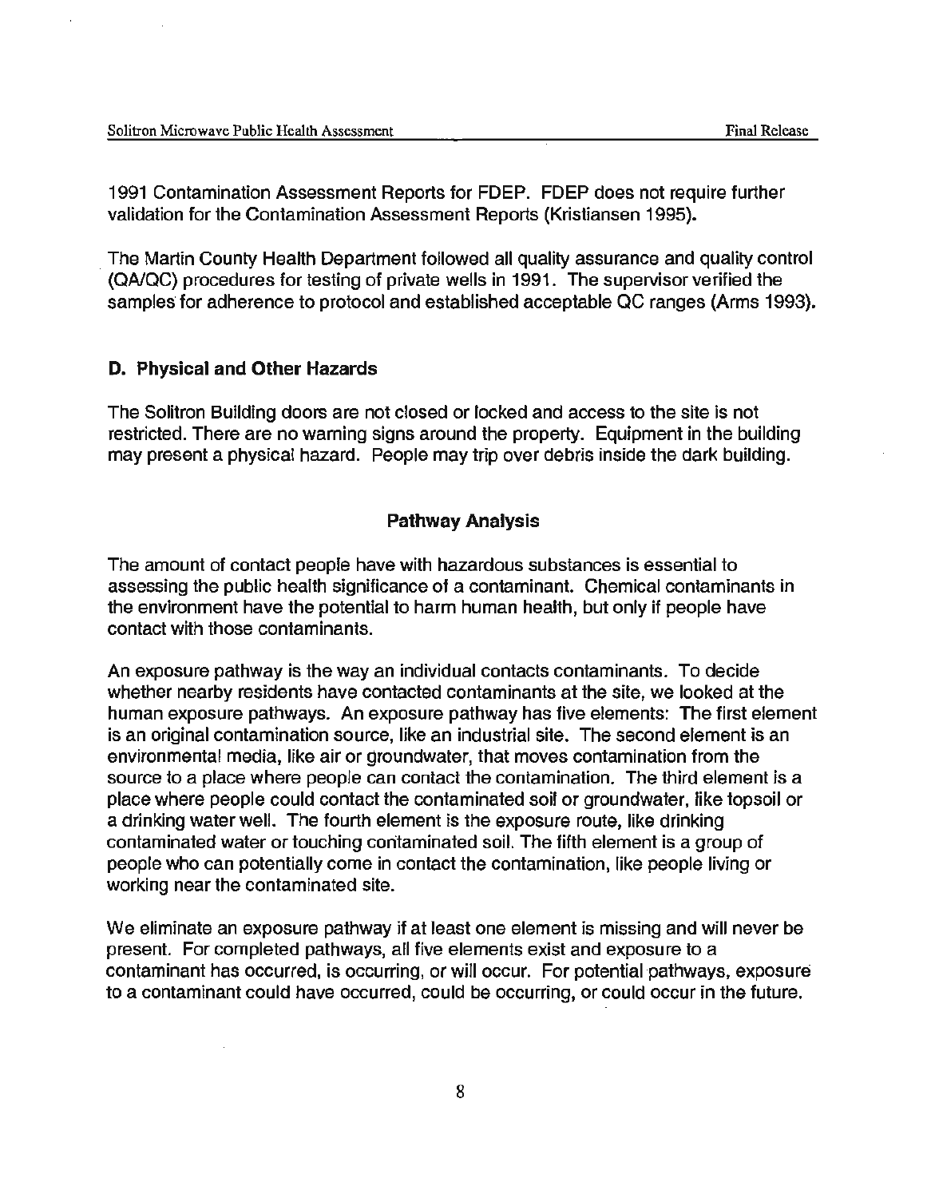1991 Contamination Assessment Reports for FDEP. FDEP does not require further validation for the Contamination Assessment Reports (Kristiansen 1995).

The Martin County Health Department followed all quality assurance and quality control (QA/QC) procedures for testing of private wells in 1991. The supervisor verified the samples for adherence to protocol and established acceptable QC ranges (Arms 1993).

### D. Physical and Other Hazards

The Solitron Building doors are not closed or locked and access to the site is not restricted. There are no warning signs around the property. Equipment in the building may present a physical hazard. People may trip over debris inside the dark building.

## Pathway Analysis

The amount of contact people have with hazardous substances is essential to assessing the public health significance of a contaminant. Chemical contaminants in the environment have the potential to harm human health, but only if people have contact with those contaminants.

An exposure pathway is the way an individual contacts contaminants. To decide whether nearby residents have contacted contaminants at the site, we looked at the human exposure pathways. An exposure pathway has five elements: The first element is an original contamination source, like an industrial site. The second element is an environmental media, like air or groundwater, that moves contamination from the source to a place where people can contact the contamination. The third element is a place where people could contact the contaminated soil or groundwater, like topsoil or a drinking water well. The fourth element is the exposure route, like drinking contaminated water or touching contaminated soil. The fifth element is a group of people who can potentially come in contact the contamination, like people living or working near the contaminated site.

We eliminate an exposure pathway if at least one element is missing and will never be present. For completed pathways, all five elements exist and exposure to a contaminant has occurred, is occurring, or will occur. For potential pathways, exposure to a contaminant could have occurred, could be occurring, or could occur in the future.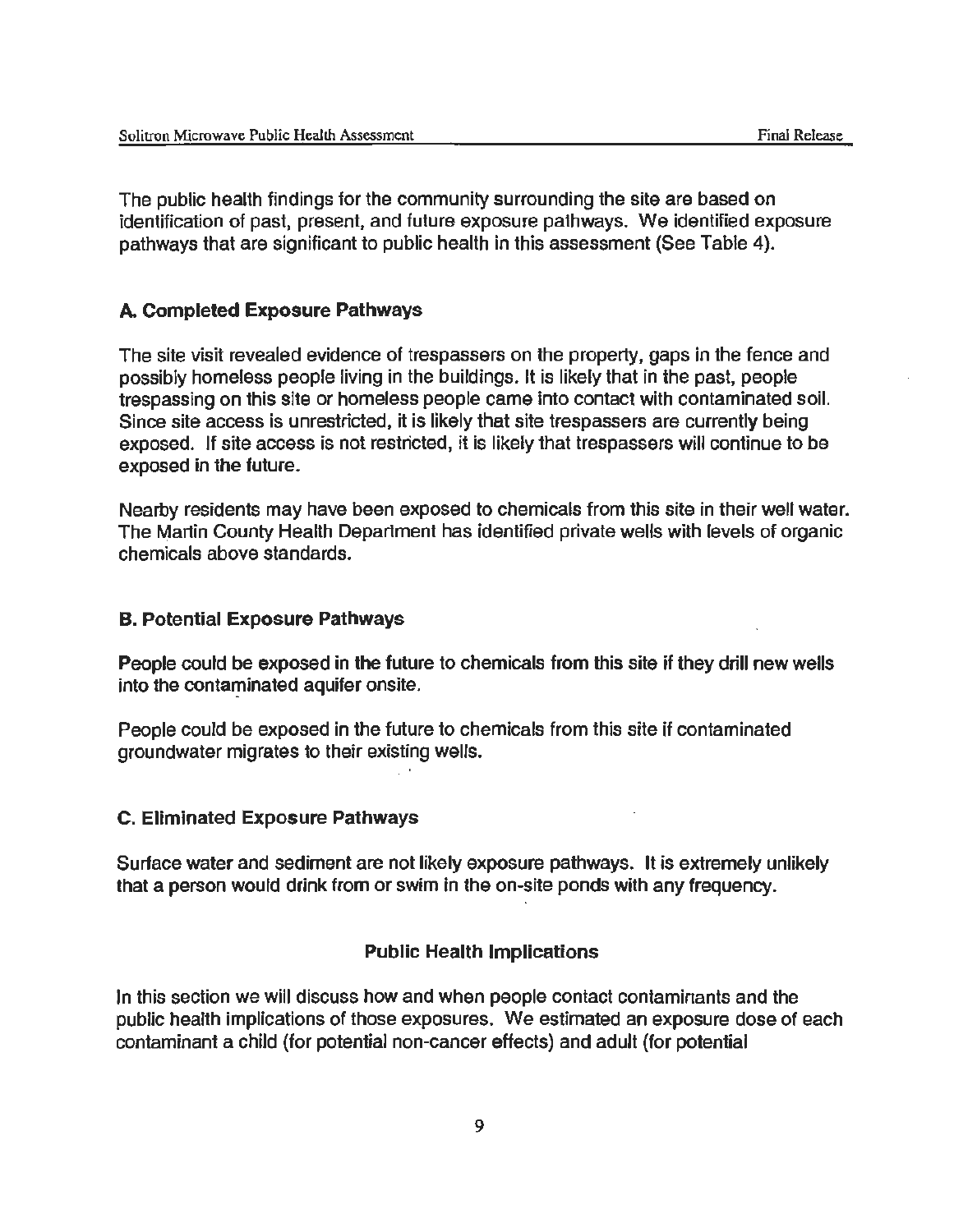The public health findings for the community surrounding the site are based on identification of past, present, and future exposure pathways. We identified exposure pathways that are significant to public health in this assessment (See Table 4).

### A. Completed Exposure Pathways

The site visit revealed evidence of trespassers on the property, gaps in the fence and possibly homeless people living in the buildings. It is likely that in the past, people trespassing on this site or homeless people came into contact with contaminated soil. Since site access is unrestricted, it is likely that site trespassers are currently being exposed. If site access is not restricted, it is likely that trespassers will continue to be exposed in the future.

Nearby residents may have been exposed to chemicals from this site in their well water. The Martin County Health Department has identified private wells with levels of organic chemicals above standards.

### B. Potential Exposure Pathways

People could be exposed in the future to chemicals from this site if they drill new wells into the contaminated aquifer onsite.

People could be exposed in the future to chemicals from this site if contaminated groundwater migrates to their existing wells.

### C. Eliminated Exposure Pathways

Surface water and sediment are not likely exposure pathways. It is extremely unlikely that a person would drink from or swim in the on-site ponds with any frequency.

## Public Health Implications

In this section we will discuss how and when people contact contaminants and the public health implications of those exposures. We estimated an exposure dose of each contaminant a child (for potential non-cancer effects) and adult (for potential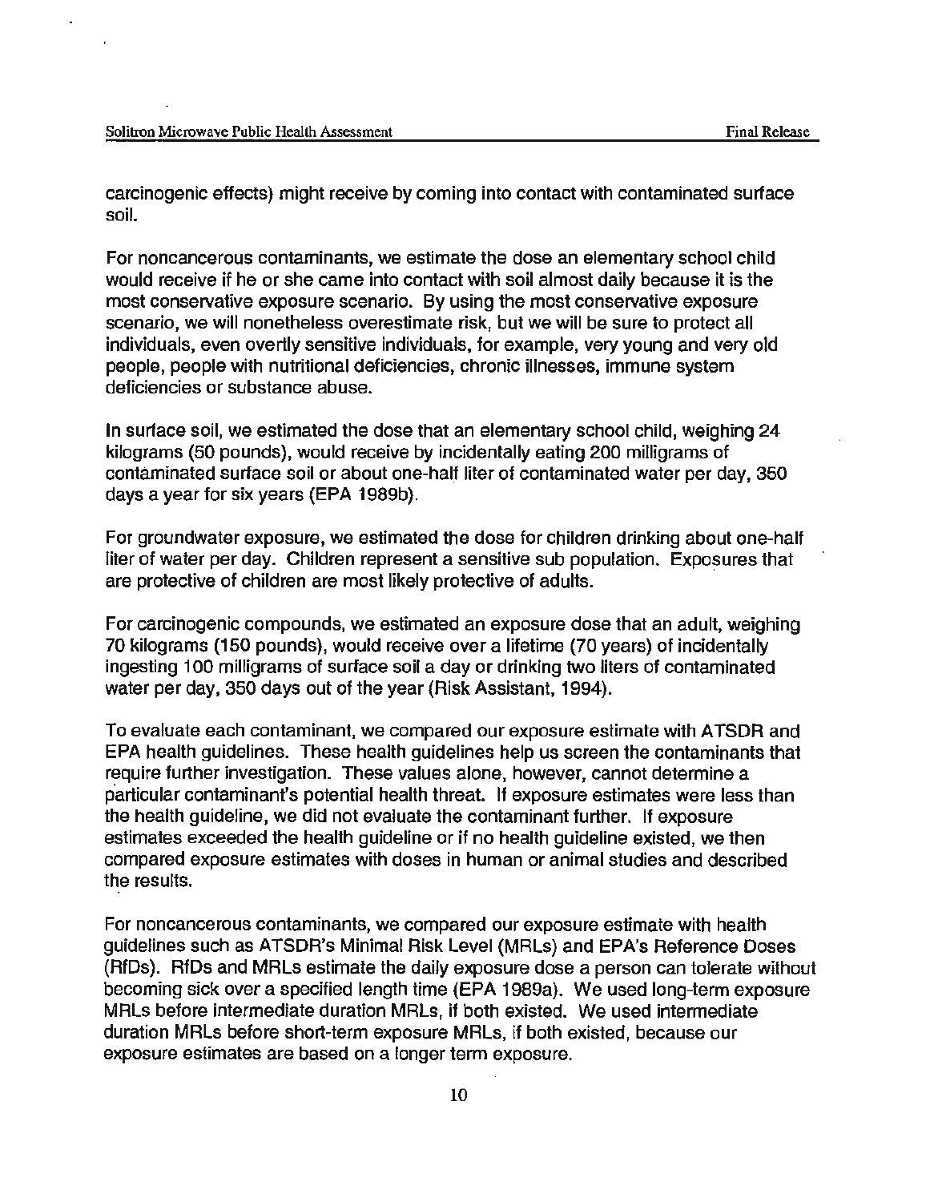carcinogenic effects) might receive by coming into contact with contaminated surface soil.

For noncancerous contaminants, we estimate the dose an elementary school child would receive if he or she came into contact with soil almost daily because it is the most conservative exposure scenario. By using the most conservative exposure scenario, we will nonetheless overestimate risk, but we will be sure to protect all individuals, even overtly sensitive individuals, for example, very young and very old people, people with nutritional deficiencies, chronic illnesses, immune system deficiencies or substance abuse.

In surface soil, we estimated the dose that an elementary school child, weighing 24 kilograms (50 pounds), would receive by incidentally eating 200 milligrams of contaminated surface soil or about one-half liter of contaminated water per day, 350 days a year for six years (EPA 1989b).

For groundwater exposure, we estimated the dose for children drinking about one-half liter of water per day. Children represent a sensitive sub population. Exposures that are protective of children are most likely protective of adults.

For carcinogenic compounds, we estimated an exposure dose that an adult, weighing 70 kilograms (150 pounds), would receive over a lifetime (70 years) of incidentally ingesting 100 milligrams of surface soil a day or drinking two liters of contaminated water per day, 350 days out of the year (Risk Assistant, 1994).

To evaluate each contaminant, we compared our exposure estimate with ATSDR and EPA health guidelines. These health guidelines help us screen the contaminants that require further investigation. These values alone, however, cannot determine a particular contaminant's potential health threat. If exposure estimates were less than the health guideline, we did not evaluate the contaminant further. If exposure estimates exceeded the health guideline or if no health guideline existed, we then compared exposure estimates with doses in human or animal studies and described the results.

For noncancerous contaminants, we compared our exposure estimate with health guidelines such as ATSDR's Minimal Risk Level (MRLs) and EPA's Reference Doses (RfDs). RfDs and MRLs estimate the daily exposure dose a person can tolerate without becoming sick over a specified length time (EPA 1989a). We used long-term exposure MRLs before intermediate duration MRLs, if both existed. We used intermediate duration MRLs before short-term exposure MRLs, if both existed, because our exposure estimates are based on a longer term exposure.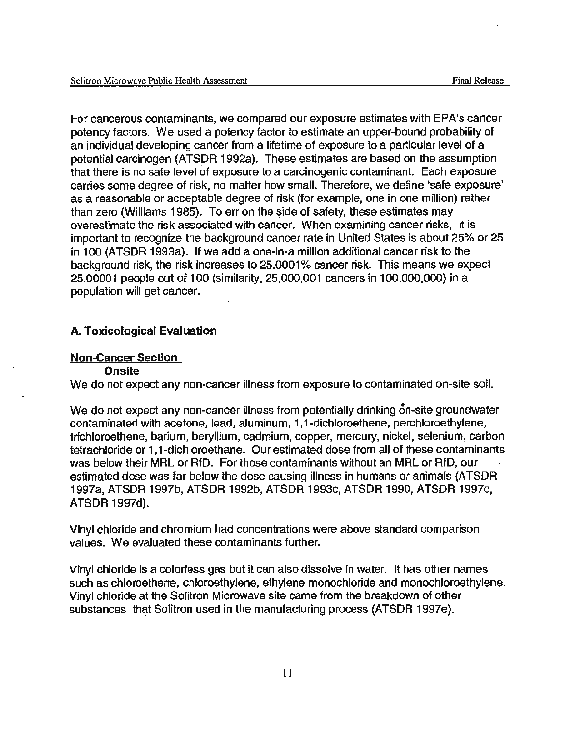For cancerous contaminants, we compared our exposure estimates with EPA's cancer potency factors. We used a potency factor to estimate an upper-bound probability of an individual developing cancer from a lifetime of exposure to a particular level of a potential carcinogen (ATSDR 1992a). These estimates are based on the assumption that there is no safe level of exposure to a carcinogenic contaminant. Each exposure carries some degree of risk, no matter how small. Therefore, we define 'safe exposure' as a reasonable or acceptable degree of risk (for example, one in one million) rather than zero (Williams 1985). To err on the side of safety, these estimates may overestimate the risk associated with cancer. When examining cancer risks, it is important to recognize the background cancer rate in United States is about 25% or 25 in 100 (ATSDR 1993a). If we add a one-in-a million additional cancer risk to the background risk, the risk increases to 25.0001% cancer risk. This means we expect 25.00001 people out of 100 (similarity, 25,000,001 cancers in 100,000,000) in a population will get cancer.

## A. Toxicological Evaluation

**Non-Cancer Section**

**Onsite**

We do not expect any non-cancer illness from exposure to contaminated on-site soil.

We do not expect any non-cancer illness from potentially drinking on-site groundwater contaminated with acetone, lead, aluminum, 1,1-dichloroethene, perchloroethylene, trichloroethene, barium, beryllium, cadmium, copper, mercury, nickel, selenium, carbon tetrachloride or 1,1-dichloroethane. Our estimated dose from all of these contaminants was below their MRL or RfD. For those contaminants without an MRL or RfD, our estimated dose was far below the dose causing illness in humans or animals (ATSDR 1997a, ATSDR 1997b, ATSDR 1992b, ATSDR 1993c, ATSDR 1990, ATSDR 1997c, ATSDR 1997d).

Vinyl chloride and chromium had concentrations were above standard comparison values. We evaluated these contaminants further.

Vinyl chloride is a colorless gas but it can also dissolve in water. It has other names such as chloroethene, chloroethylene, ethylene monochloride and monochloroethylene. Vinyl chloride at the Solitron Microwave site came from the breakdown of other substances that Solitron used in the manufacturing process (ATSDR 1997e).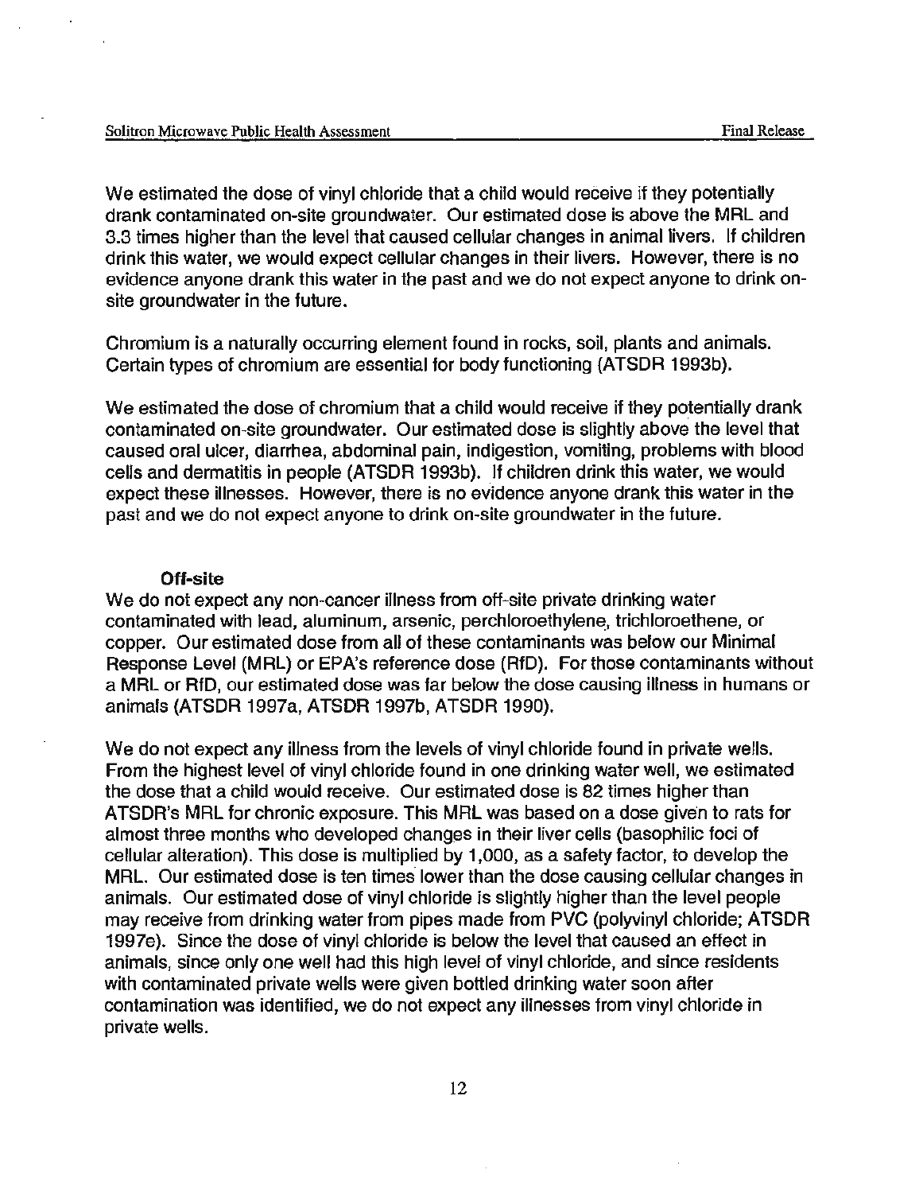We estimated the dose of vinyl chloride that a child would receive if they potentially drank contaminated on-site groundwater. Our estimated dose is above the MRL and 3.3 times higher than the level that caused cellular changes in animal livers. If children drink this water, we would expect cellular changes in their livers. However, there is no evidence anyone drank this water in the past and we do not expect anyone to drink on-site groundwater in the future.

Chromium is a naturally occurring element found in rocks, soil, plants and animals. Certain types of chromium are essential for body functioning (ATSDR 1993b).

We estimated the dose of chromium that a child would receive if they potentially drank contaminated on-site groundwater. Our estimated dose is slightly above the level that caused oral ulcer, diarrhea, abdominal pain, indigestion, vomiting, problems with blood cells and dermatitis in people (ATSDR 1993b). If children drink this water, we would expect these illnesses. However, there is no evidence anyone drank this water in the past and we do not expect anyone to drink on-site groundwater in the future.

#### Off-site

We do not expect any non-cancer illness from off-site private drinking water contaminated with lead, aluminum, arsenic, perchloroethylene, trichloroethene, or copper. Our estimated dose from all of these contaminants was below our Minimal Response Level (MRL) or EPA's reference dose (RfD). For those contaminants without a MRL or RfD, our estimated dose was far below the dose causing illness in humans or animals (ATSDR 1997a, ATSDR 1997b, ATSDR 1990).

We do not expect any illness from the levels of vinyl chloride found in private wells. From the highest level of vinyl chloride found in one drinking water well, we estimated the dose that a child would receive. Our estimated dose is 82 times higher than ATSDR's MRL for chronic exposure. This MRL was based on a dose given to rats for almost three months who developed changes in their liver cells (basophilic foci of cellular alteration). This dose is multiplied by 1,000, as a safety factor, to develop the MRL. Our estimated dose is ten times lower than the dose causing cellular changes in animals. Our estimated dose of vinyl chloride is slightly higher than the level people may receive from drinking water from pipes made from PVC (polyvinyl chloride; ATSDR 1997e). Since the dose of vinyl chloride is below the level that caused an effect in animals, since only one well had this high level of vinyl chloride, and since residents with contaminated private wells were given bottled drinking water soon after contamination was identified, we do not expect any illnesses from vinyl chloride in private wells.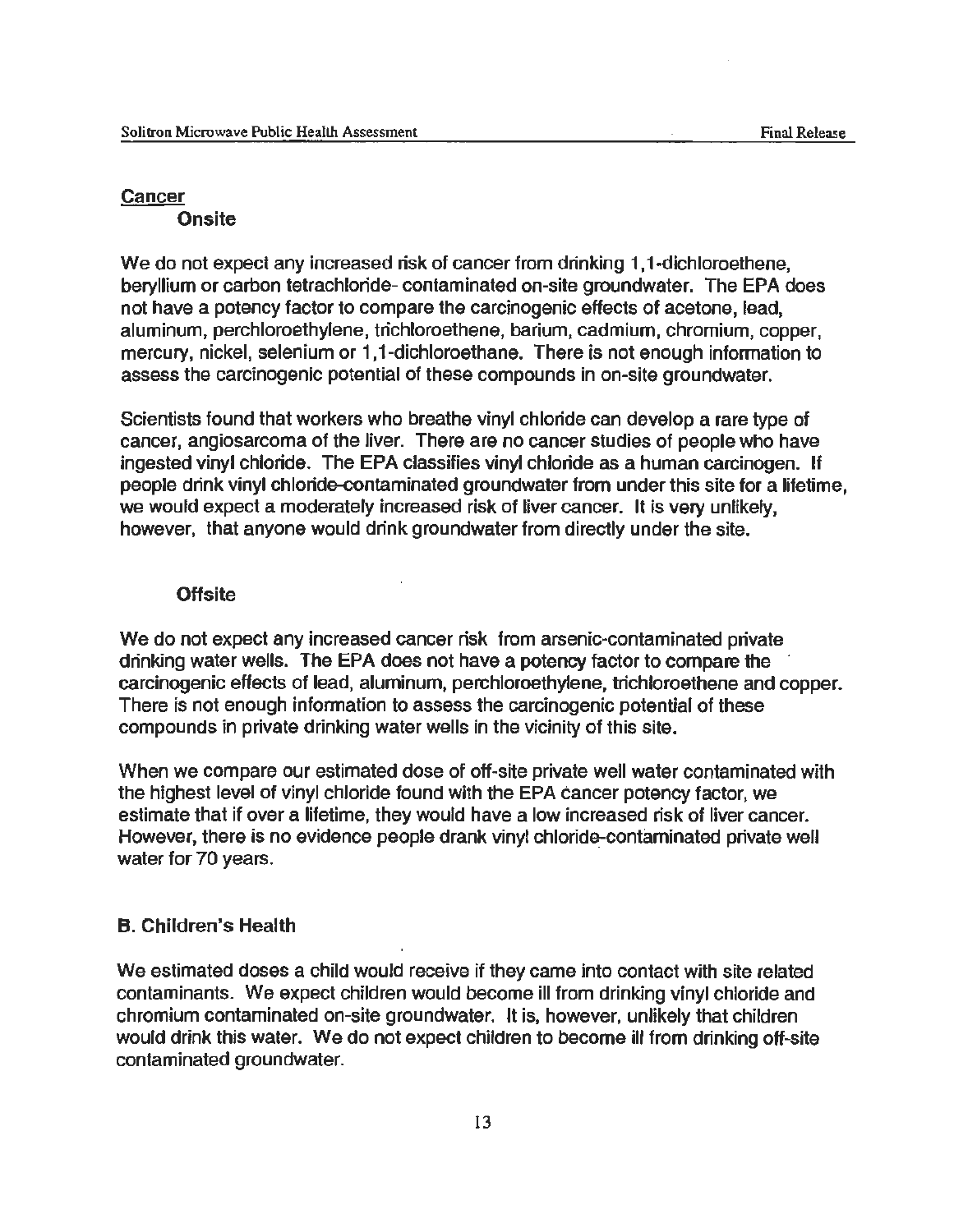## Cancer

### Onsite

We do not expect any increased risk of cancer from drinking 1,1-dichloroethene, beryllium or carbon tetrachloride- contaminated on-site groundwater. The EPA does not have a potency factor to compare the carcinogenic effects of acetone, lead, aluminum, perchloroethylene, trichloroethene, barium, cadmium, chromium, copper, mercury, nickel, selenium or 1,1-dichloroethane. There is not enough information to assess the carcinogenic potential of these compounds in on-site groundwater.

Scientists found that workers who breathe vinyl chloride can develop a rare type of cancer, angiosarcoma of the liver. There are no cancer studies of people who have ingested vinyl chloride. The EPA classifies vinyl chloride as a human carcinogen. If people drink vinyl chloride-contaminated groundwater from under this site for a lifetime, we would expect a moderately increased risk of liver cancer. It is very unlikely, however, that anyone would drink groundwater from directly under the site.

### Offsite

We do not expect any increased cancer risk from arsenic-contaminated private drinking water wells. The EPA does not have a potency factor to compare the carcinogenic effects of lead, aluminum, perchloroethylene, trichloroethene and copper. There is not enough information to assess the carcinogenic potential of these compounds in private drinking water wells in the vicinity of this site.

When we compare our estimated dose of off-site private well water contaminated with the highest level of vinyl chloride found with the EPA cancer potency factor, we estimate that if over a lifetime, they would have a low increased risk of liver cancer. However, there is no evidence people drank vinyl chloride-contaminated private well water for 70 years.

## B. Children's Health

We estimated doses a child would receive if they came into contact with site related contaminants. We expect children would become ill from drinking vinyl chloride and chromium contaminated on-site groundwater. It is, however, unlikely that children would drink this water. We do not expect children to become ill from drinking off-site contaminated groundwater.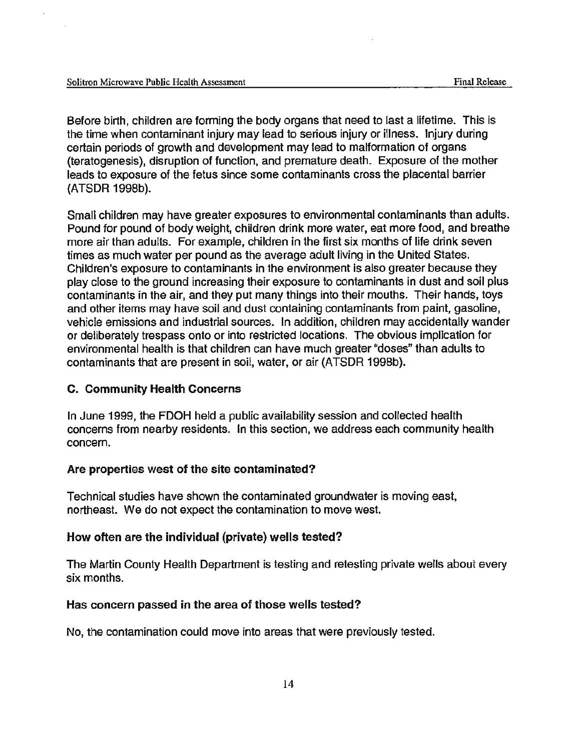Before birth, children are forming the body organs that need to last a lifetime. This is the time when contaminant injury may lead to serious injury or illness. Injury during certain periods of growth and development may lead to malformation of organs (teratogenesis), disruption of function, and premature death. Exposure of the mother leads to exposure of the fetus since some contaminants cross the placental barrier (ATSDR 1998b).

Small children may have greater exposures to environmental contaminants than adults. Pound for pound of body weight, children drink more water, eat more food, and breathe more air than adults. For example, children in the first six months of life drink seven times as much water per pound as the average adult living in the United States. Children's exposure to contaminants in the environment is also greater because they play close to the ground increasing their exposure to contaminants in dust and soil plus contaminants in the air, and they put many things into their mouths. Their hands, toys and other items may have soil and dust containing contaminants from paint, gasoline, vehicle emissions and industrial sources. In addition, children may accidentally wander or deliberately trespass onto or into restricted locations. The obvious implication for environmental health is that children can have much greater "doses" than adults to contaminants that are present in soil, water, or air (ATSDR 1998b).

### C. Community Health Concerns

In June 1999, the FDOH held a public availability session and collected health concerns from nearby residents. In this section, we address each community health concern.

**Are properties west of the site contaminated?**

Technical studies have shown the contaminated groundwater is moving east, northeast. We do not expect the contamination to move west.

**How often are the individual (private) wells tested?**

The Martin County Health Department is testing and retesting private wells about every six months.

**Has concern passed in the area of those wells tested?**

No, the contamination could move into areas that were previously tested.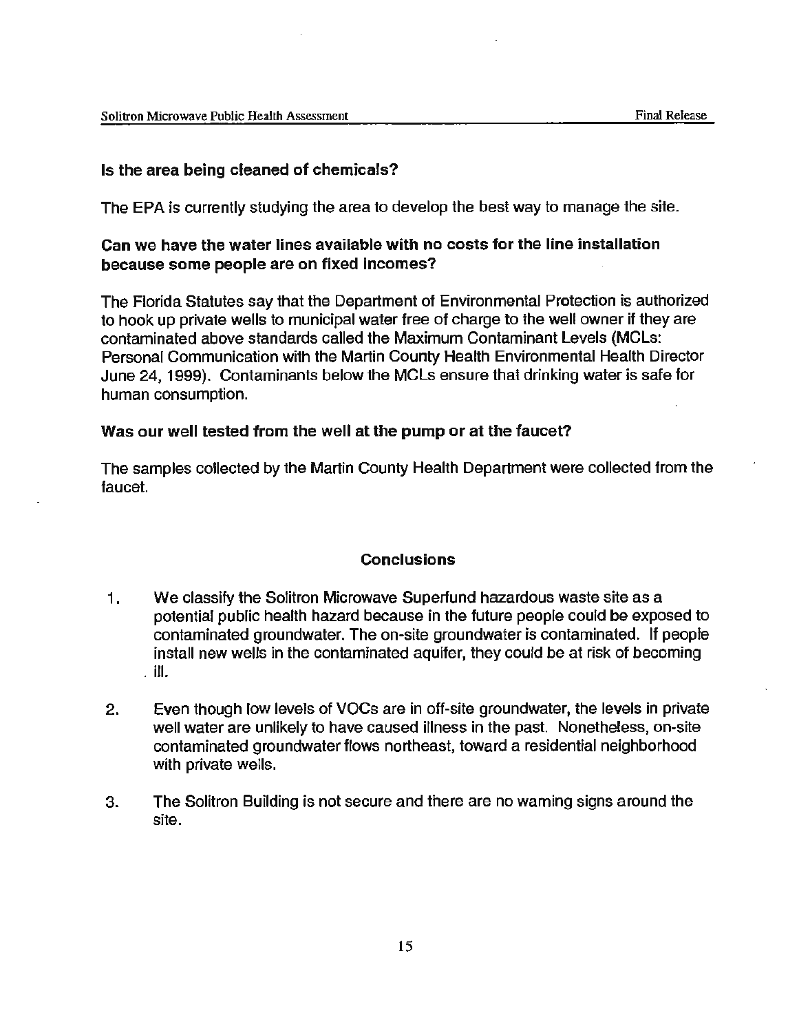**Is the area being cleaned of chemicals?**

The EPA is currently studying the area to develop the best way to manage the site.

**Can we have the water lines available with no costs for the line installation because some people are on fixed incomes?**

The Florida Statutes say that the Department of Environmental Protection is authorized to hook up private wells to municipal water free of charge to the well owner if they are contaminated above standards called the Maximum Contaminant Levels (MCLs: Personal Communication with the Martin County Health Environmental Health Director June 24, 1999). Contaminants below the MCLs ensure that drinking water is safe for human consumption.

**Was our well tested from the well at the pump or at the faucet?**

The samples collected by the Martin County Health Department were collected from the faucet.

## Conclusions

1. We classify the Solitron Microwave Superfund hazardous waste site as a potential public health hazard because in the future people could be exposed to contaminated groundwater. The on-site groundwater is contaminated. If people install new wells in the contaminated aquifer, they could be at risk of becoming ill.

2. Even though low levels of VOCs are in off-site groundwater, the levels in private well water are unlikely to have caused illness in the past. Nonetheless, on-site contaminated groundwater flows northeast, toward a residential neighborhood with private wells.

3. The Solitron Building is not secure and there are no warning signs around the site.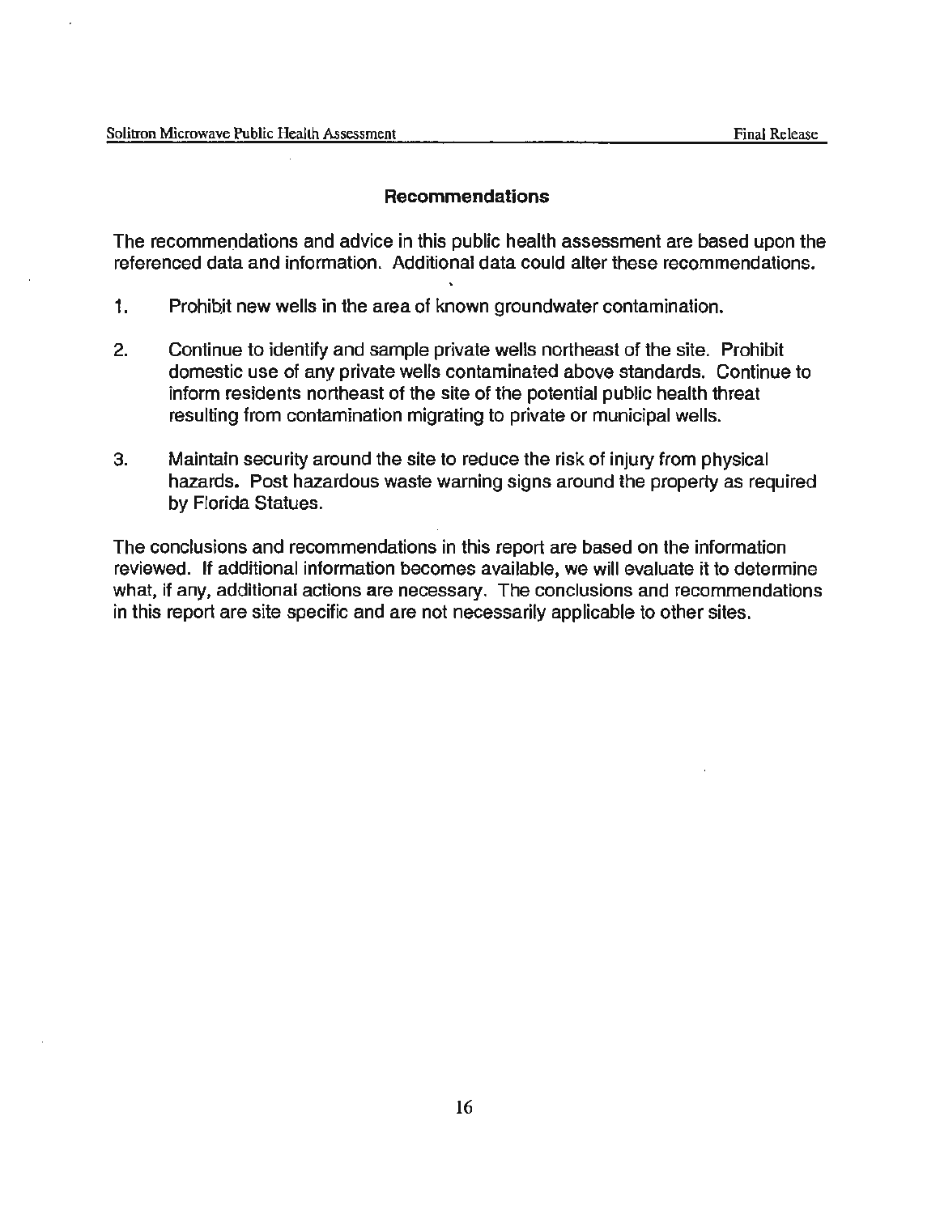## Recommendations

The recommendations and advice in this public health assessment are based upon the referenced data and information. Additional data could alter these recommendations.

1. Prohibit new wells in the area of known groundwater contamination.

2. Continue to identify and sample private wells northeast of the site. Prohibit domestic use of any private wells contaminated above standards. Continue to inform residents northeast of the site of the potential public health threat resulting from contamination migrating to private or municipal wells.

3. Maintain security around the site to reduce the risk of injury from physical hazards. Post hazardous waste warning signs around the property as required by Florida Statues.

The conclusions and recommendations in this report are based on the information reviewed. If additional information becomes available, we will evaluate it to determine what, if any, additional actions are necessary. The conclusions and recommendations in this report are site specific and are not necessarily applicable to other sites.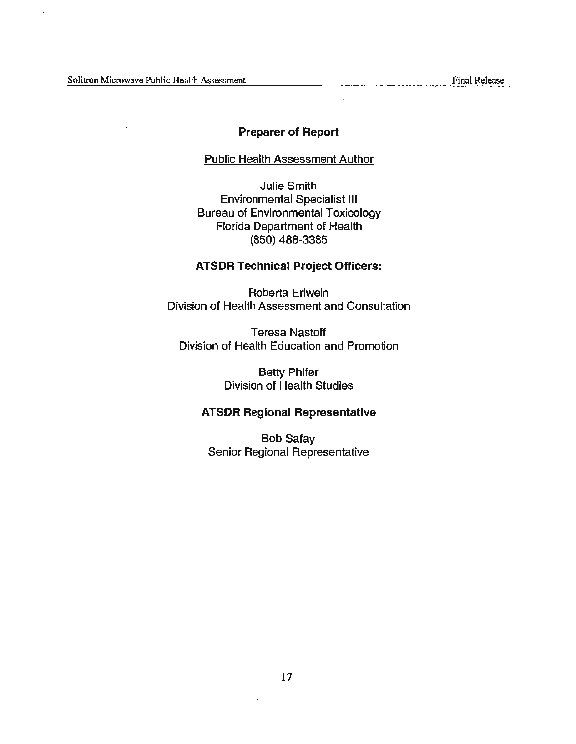## Preparer of Report

Public Health Assessment Author

Julie Smith
Environmental Specialist III
Bureau of Environmental Toxicology
Florida Department of Health
(850) 488-3385

**ATSDR Technical Project Officers:**

Roberta Erlwein
Division of Health Assessment and Consultation

Teresa Nastoff
Division of Health Education and Promotion

Betty Phifer
Division of Health Studies

**ATSDR Regional Representative**

Bob Safay
Senior Regional Representative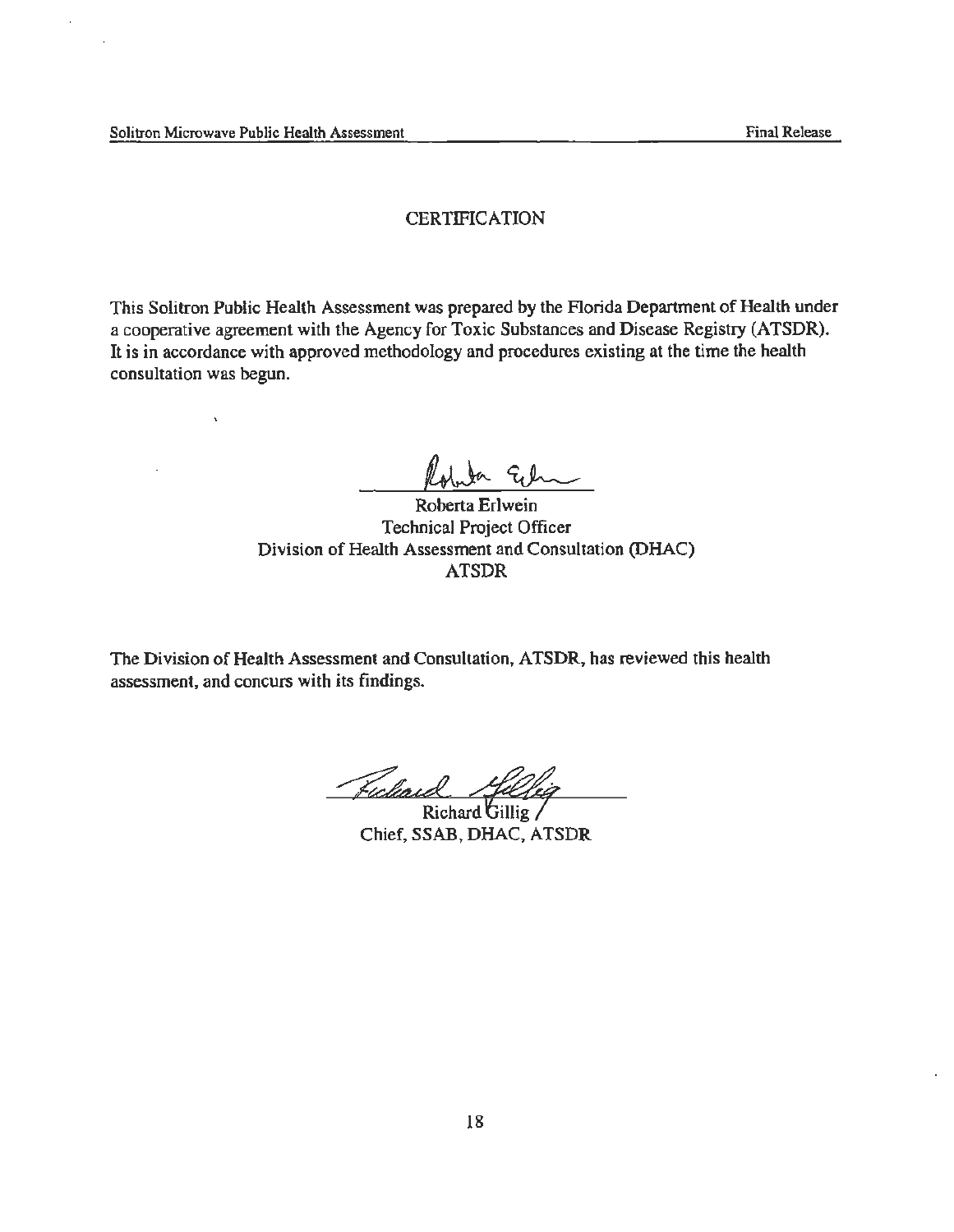# CERTIFICATION

This Solitron Public Health Assessment was prepared by the Florida Department of Health under a cooperative agreement with the Agency for Toxic Substances and Disease Registry (ATSDR). It is in accordance with approved methodology and procedures existing at the time the health consultation was begun.

Roberta Erlwein
Technical Project Officer
Division of Health Assessment and Consultation (DHAC)
ATSDR

The Division of Health Assessment and Consultation, ATSDR, has reviewed this health assessment, and concurs with its findings.

Richard Gillig
Chief, SSAB, DHAC, ATSDR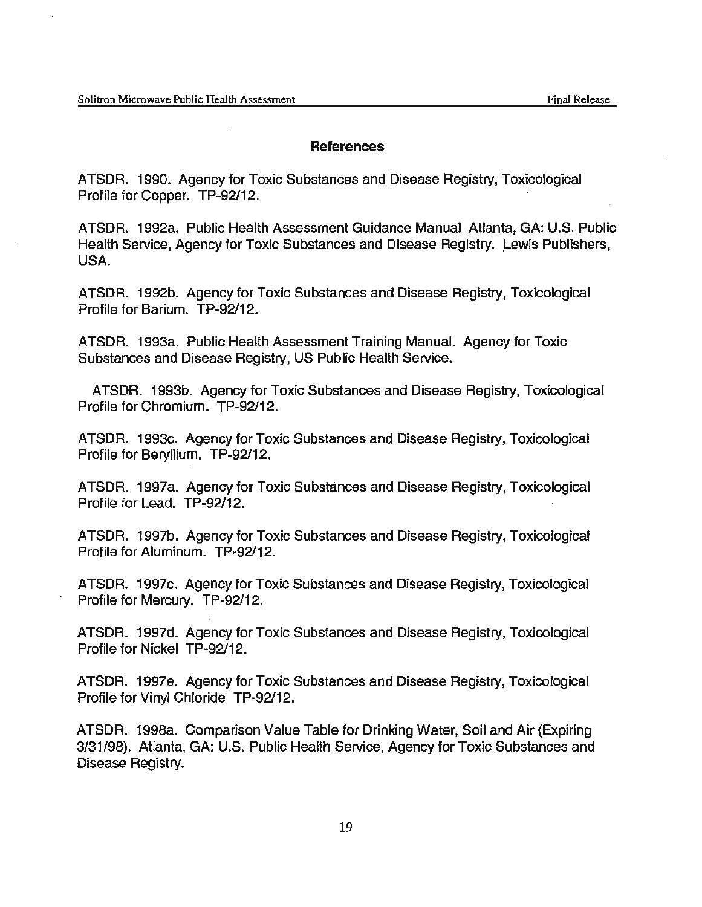## References

ATSDR. 1990. Agency for Toxic Substances and Disease Registry, Toxicological Profile for Copper. TP-92/12.

ATSDR. 1992a. Public Health Assessment Guidance Manual Atlanta, GA: U.S. Public Health Service, Agency for Toxic Substances and Disease Registry. Lewis Publishers, USA.

ATSDR. 1992b. Agency for Toxic Substances and Disease Registry, Toxicological Profile for Barium. TP-92/12.

ATSDR. 1993a. Public Health Assessment Training Manual. Agency for Toxic Substances and Disease Registry, US Public Health Service.

ATSDR. 1993b. Agency for Toxic Substances and Disease Registry, Toxicological Profile for Chromium. TP-92/12.

ATSDR. 1993c. Agency for Toxic Substances and Disease Registry, Toxicological Profile for Beryllium. TP-92/12.

ATSDR. 1997a. Agency for Toxic Substances and Disease Registry, Toxicological Profile for Lead. TP-92/12.

ATSDR. 1997b. Agency for Toxic Substances and Disease Registry, Toxicological Profile for Aluminum. TP-92/12.

ATSDR. 1997c. Agency for Toxic Substances and Disease Registry, Toxicological Profile for Mercury. TP-92/12.

ATSDR. 1997d. Agency for Toxic Substances and Disease Registry, Toxicological Profile for Nickel TP-92/12.

ATSDR. 1997e. Agency for Toxic Substances and Disease Registry, Toxicological Profile for Vinyl Chloride TP-92/12.

ATSDR. 1998a. Comparison Value Table for Drinking Water, Soil and Air (Expiring 3/31/98). Atlanta, GA: U.S. Public Health Service, Agency for Toxic Substances and Disease Registry.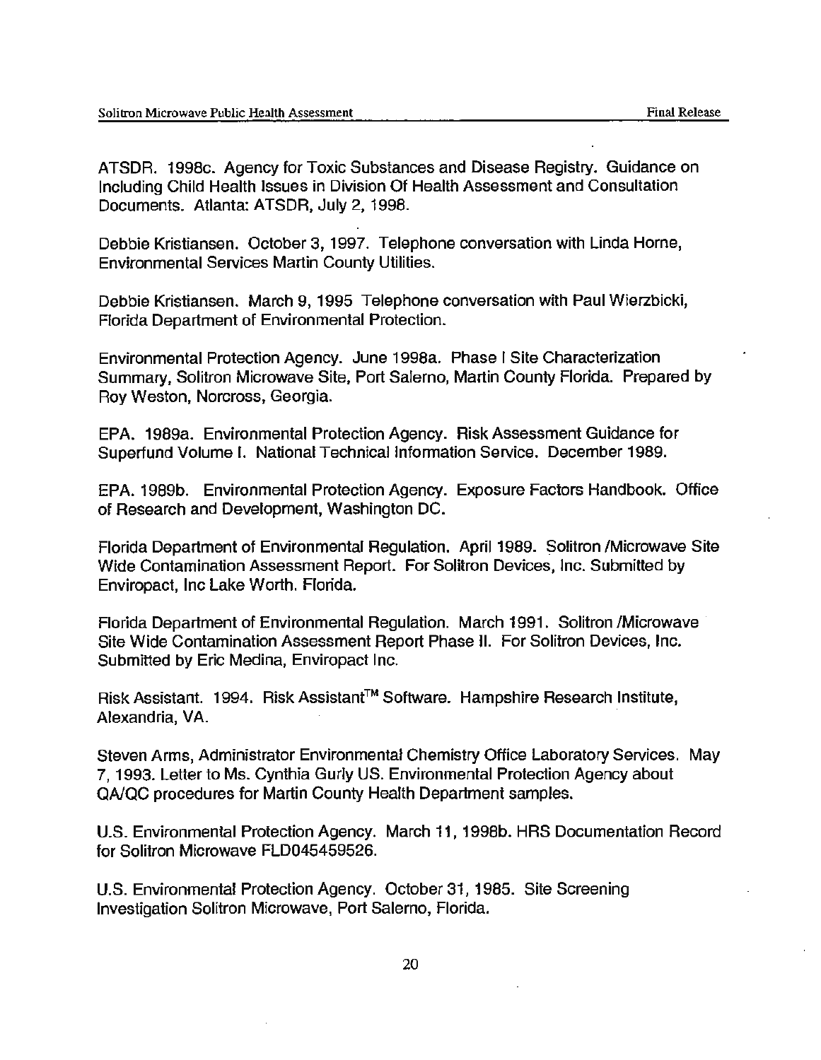ATSDR. 1998c. Agency for Toxic Substances and Disease Registry. Guidance on Including Child Health Issues in Division Of Health Assessment and Consultation Documents. Atlanta: ATSDR, July 2, 1998.

Debbie Kristiansen. October 3, 1997. Telephone conversation with Linda Horne, Environmental Services Martin County Utilities.

Debbie Kristiansen. March 9, 1995 Telephone conversation with Paul Wierzbicki, Florida Department of Environmental Protection.

Environmental Protection Agency. June 1998a. Phase I Site Characterization Summary, Solitron Microwave Site, Port Salerno, Martin County Florida. Prepared by Roy Weston, Norcross, Georgia.

EPA. 1989a. Environmental Protection Agency. Risk Assessment Guidance for Superfund Volume I. National Technical Information Service. December 1989.

EPA. 1989b. Environmental Protection Agency. Exposure Factors Handbook. Office of Research and Development, Washington DC.

Florida Department of Environmental Regulation. April 1989. Solitron /Microwave Site Wide Contamination Assessment Report. For Solitron Devices, Inc. Submitted by Enviropact, Inc Lake Worth, Florida.

Florida Department of Environmental Regulation. March 1991. Solitron /Microwave Site Wide Contamination Assessment Report Phase II. For Solitron Devices, Inc. Submitted by Eric Medina, Enviropact Inc.

Risk Assistant. 1994. Risk Assistant™ Software. Hampshire Research Institute, Alexandria, VA.

Steven Arms, Administrator Environmental Chemistry Office Laboratory Services. May 7, 1993. Letter to Ms. Cynthia Gurly US. Environmental Protection Agency about QA/QC procedures for Martin County Health Department samples.

U.S. Environmental Protection Agency. March 11, 1998b. HRS Documentation Record for Solitron Microwave FLD045459526.

U.S. Environmental Protection Agency. October 31, 1985. Site Screening Investigation Solitron Microwave, Port Salerno, Florida.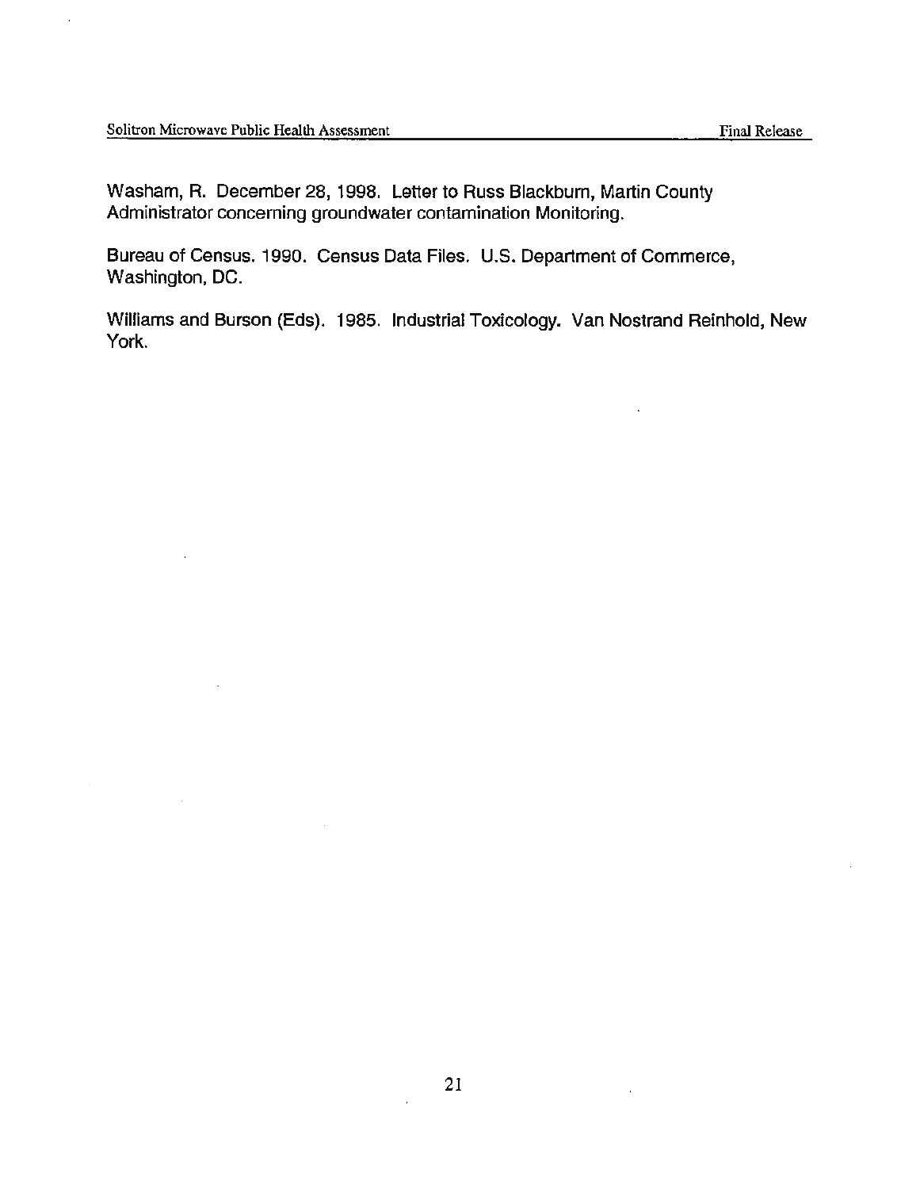Washam, R. December 28, 1998. Letter to Russ Blackburn, Martin County Administrator concerning groundwater contamination Monitoring.

Bureau of Census. 1990. Census Data Files. U.S. Department of Commerce, Washington, DC.

Williams and Burson (Eds). 1985. Industrial Toxicology. Van Nostrand Reinhold, New York.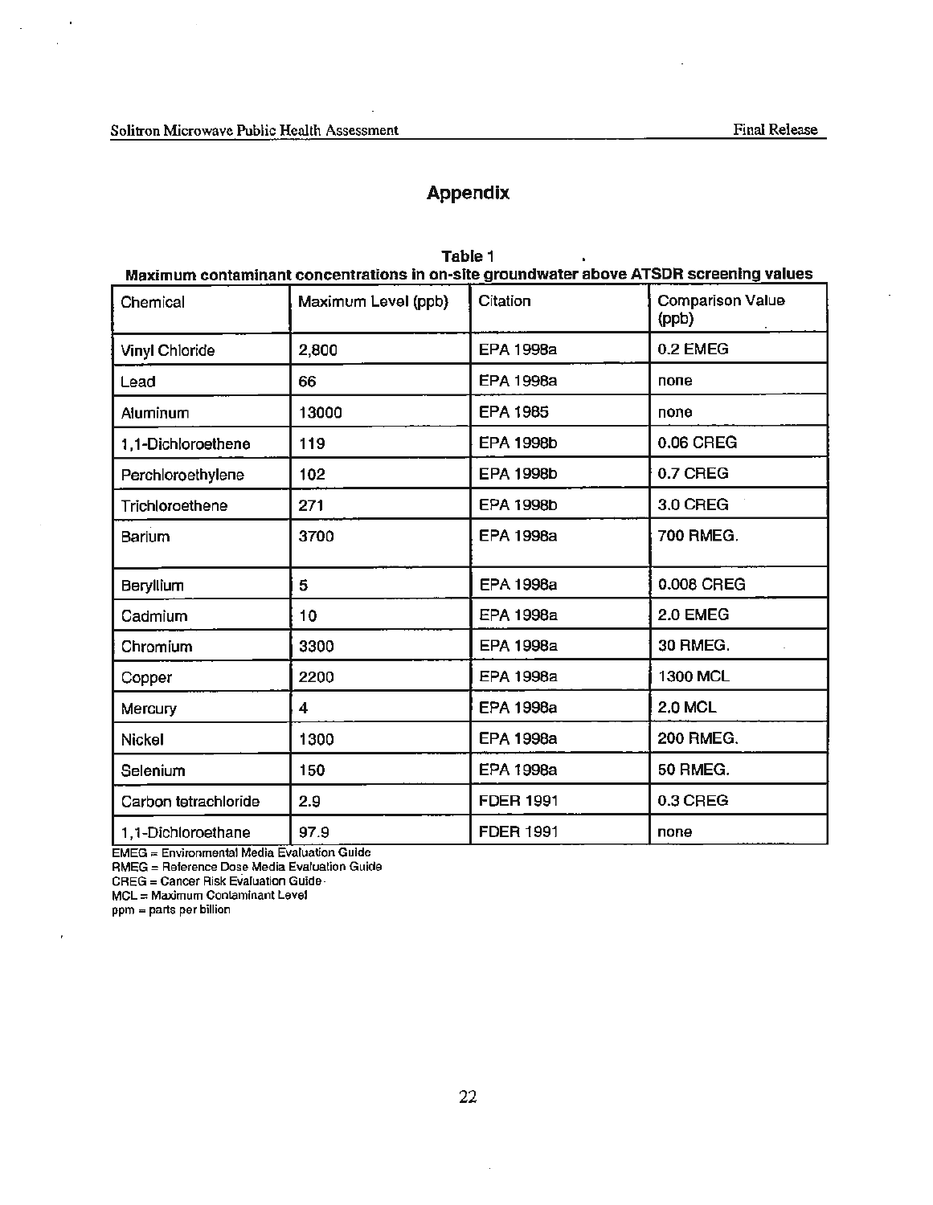# Appendix

**Table 1**
**Maximum contaminant concentrations in on-site groundwater above ATSDR screening values**

| Chemical | Maximum Level (ppb) | Citation | Comparison Value (ppb) |
|---|---|---|---|
| Vinyl Chloride | 2,800 | EPA 1998a | 0.2 EMEG |
| Lead | 66 | EPA 1998a | none |
| Aluminum | 13000 | EPA 1985 | none |
| 1,1-Dichloroethene | 119 | EPA 1998b | 0.06 CREG |
| Perchloroethylene | 102 | EPA 1998b | 0.7 CREG |
| Trichloroethene | 271 | EPA 1998b | 3.0 CREG |
| Barium | 3700 | EPA 1998a | 700 RMEG. |
| Beryllium | 5 | EPA 1998a | 0.008 CREG |
| Cadmium | 10 | EPA 1998a | 2.0 EMEG |
| Chromium | 3300 | EPA 1998a | 30 RMEG. |
| Copper | 2200 | EPA 1998a | 1300 MCL |
| Mercury | 4 | EPA 1998a | 2.0 MCL |
| Nickel | 1300 | EPA 1998a | 200 RMEG. |
| Selenium | 150 | EPA 1998a | 50 RMEG. |
| Carbon tetrachloride | 2.9 | FDER 1991 | 0.3 CREG |
| 1,1-Dichloroethane | 97.9 | FDER 1991 | none |

EMEG = Environmental Media Evaluation Guide
RMEG = Reference Dose Media Evaluation Guide
CREG = Cancer Risk Evaluation Guide
MCL = Maximum Contaminant Level
ppm = parts per billion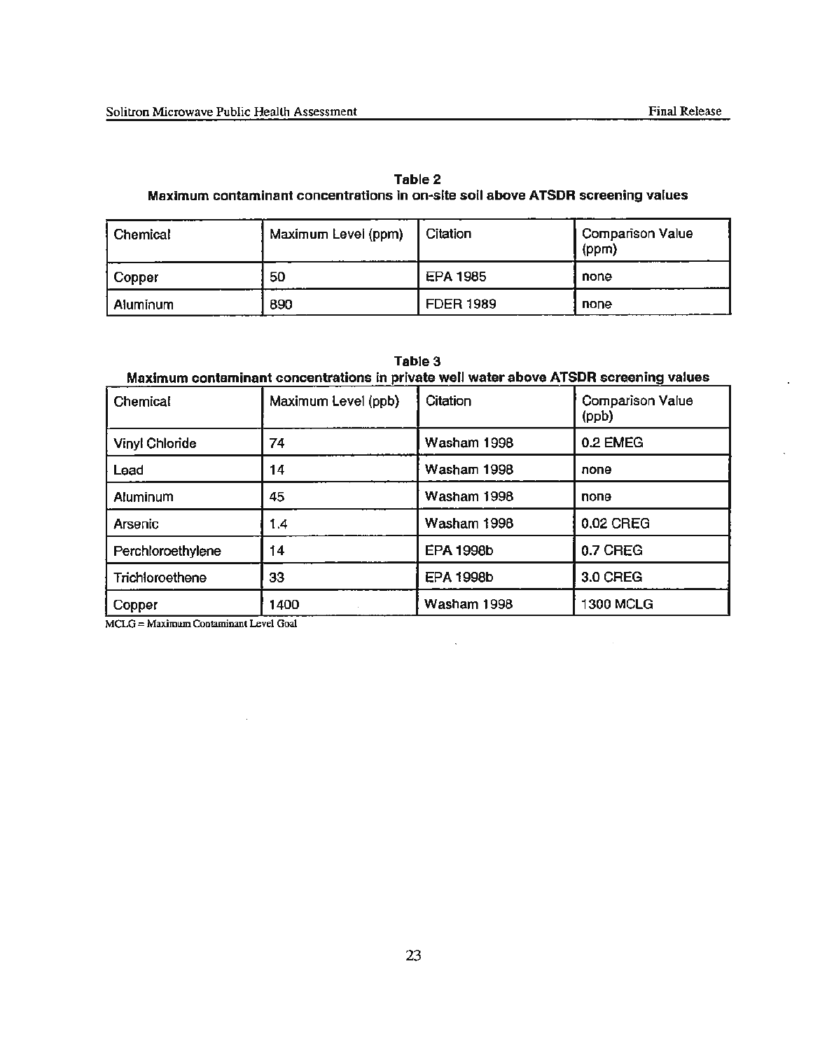**Table 2**
**Maximum contaminant concentrations in on-site soil above ATSDR screening values**

| Chemical | Maximum Level (ppm) | Citation | Comparison Value (ppm) |
|---|---|---|---|
| Copper | 50 | EPA 1985 | none |
| Aluminum | 890 | FDER 1989 | none |

**Table 3**
**Maximum contaminant concentrations in private well water above ATSDR screening values**

| Chemical | Maximum Level (ppb) | Citation | Comparison Value (ppb) |
|---|---|---|---|
| Vinyl Chloride | 74 | Washam 1998 | 0.2 EMEG |
| Lead | 14 | Washam 1998 | none |
| Aluminum | 45 | Washam 1998 | none |
| Arsenic | 1.4 | Washam 1998 | 0.02 CREG |
| Perchloroethylene | 14 | EPA 1998b | 0.7 CREG |
| Trichloroethene | 33 | EPA 1998b | 3.0 CREG |
| Copper | 1400 | Washam 1998 | 1300 MCLG |

MCLG = Maximum Contaminant Level Goal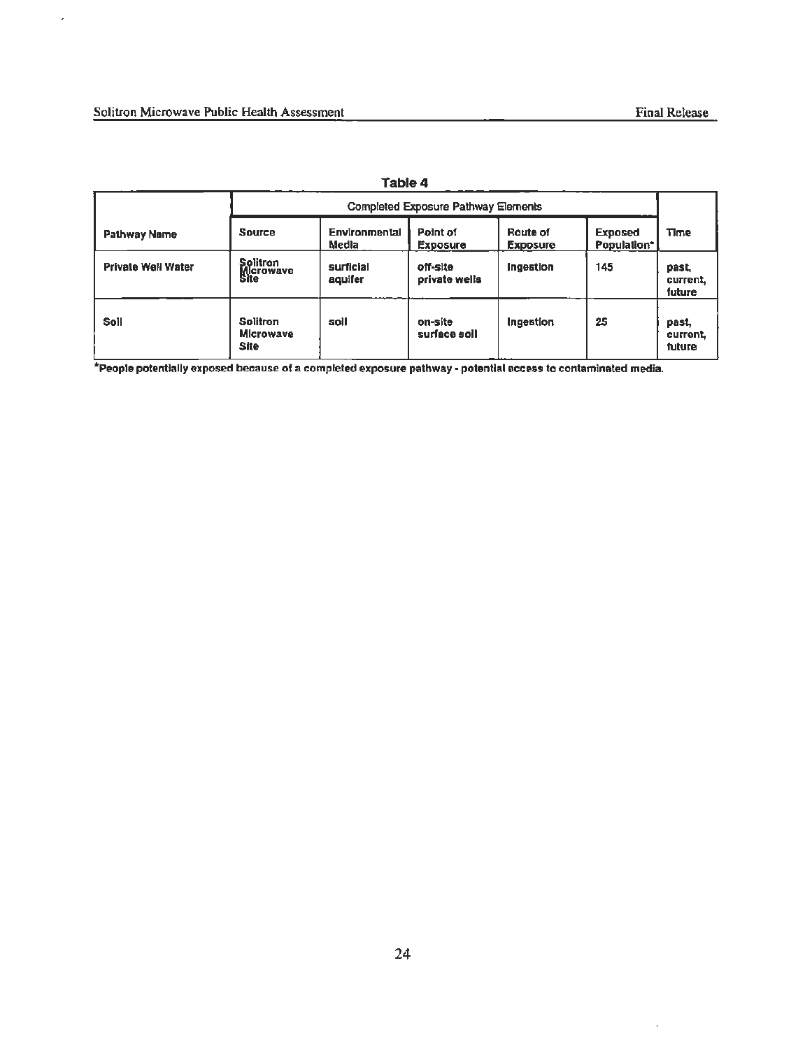**Table 4**

| Pathway Name | Completed Exposure Pathway Elements | | | | | Time |
|---|---|---|---|---|---|---|
| | Source | Environmental Media | Point of Exposure | Route of Exposure | Exposed Population* | |
| Private Well Water | Solitron Microwave Site | surficial aquifer | off-site private wells | ingestion | 145 | past, current, future |
| Soil | Solitron Microwave Site | soil | on-site surface soil | ingestion | 25 | past, current, future |

*People potentially exposed because of a completed exposure pathway - potential access to contaminated media.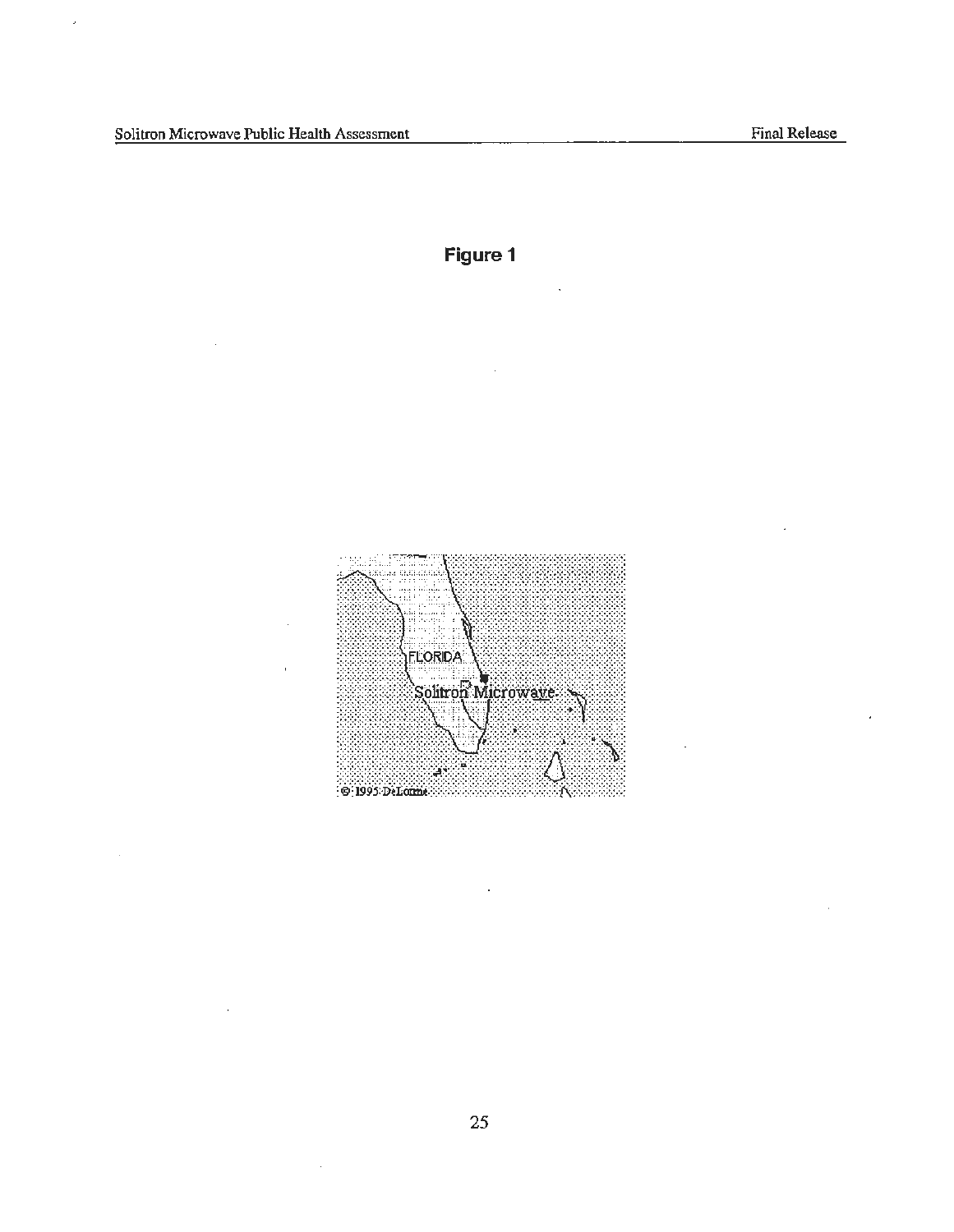**Figure 1**

FLORIDA

Solitron Microwave

© 1995 DeLorme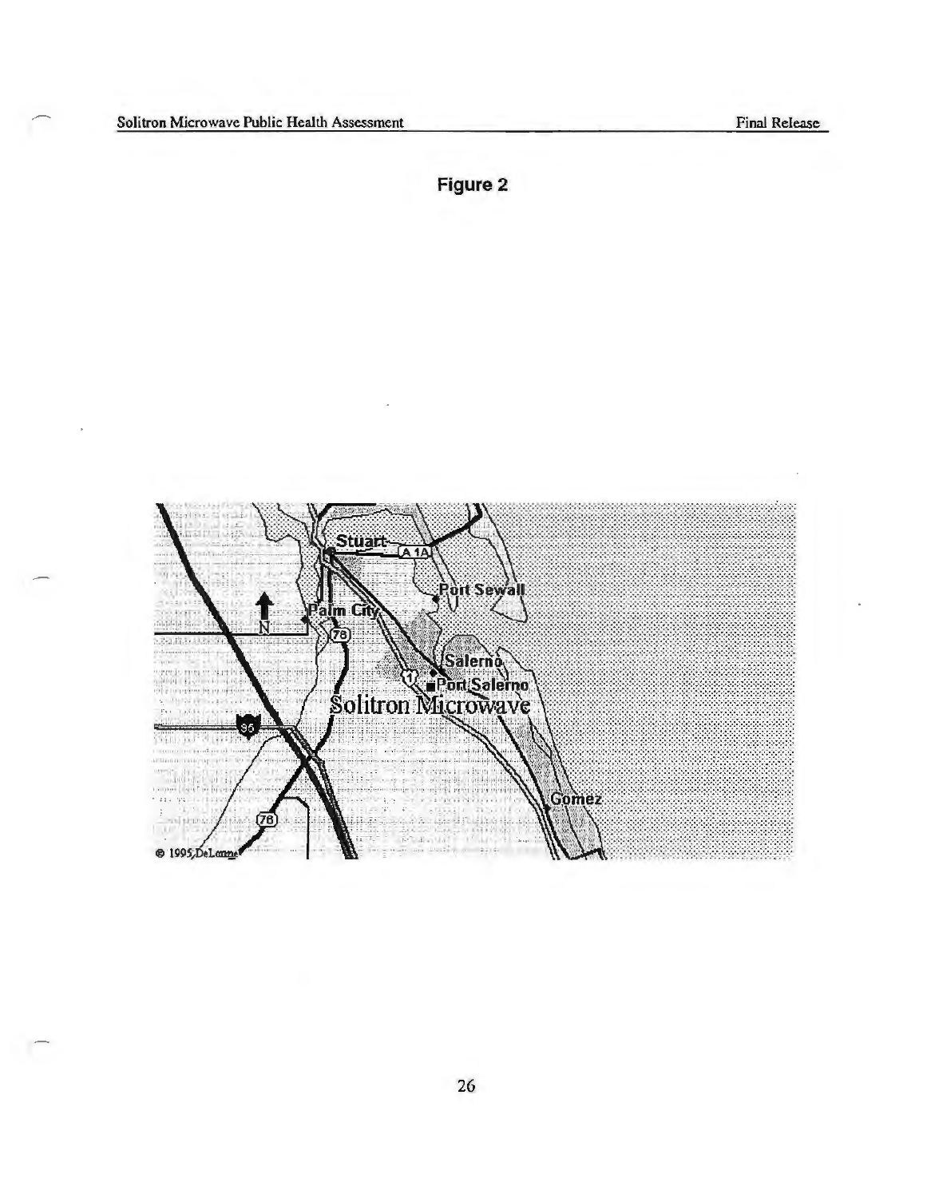**Figure 2**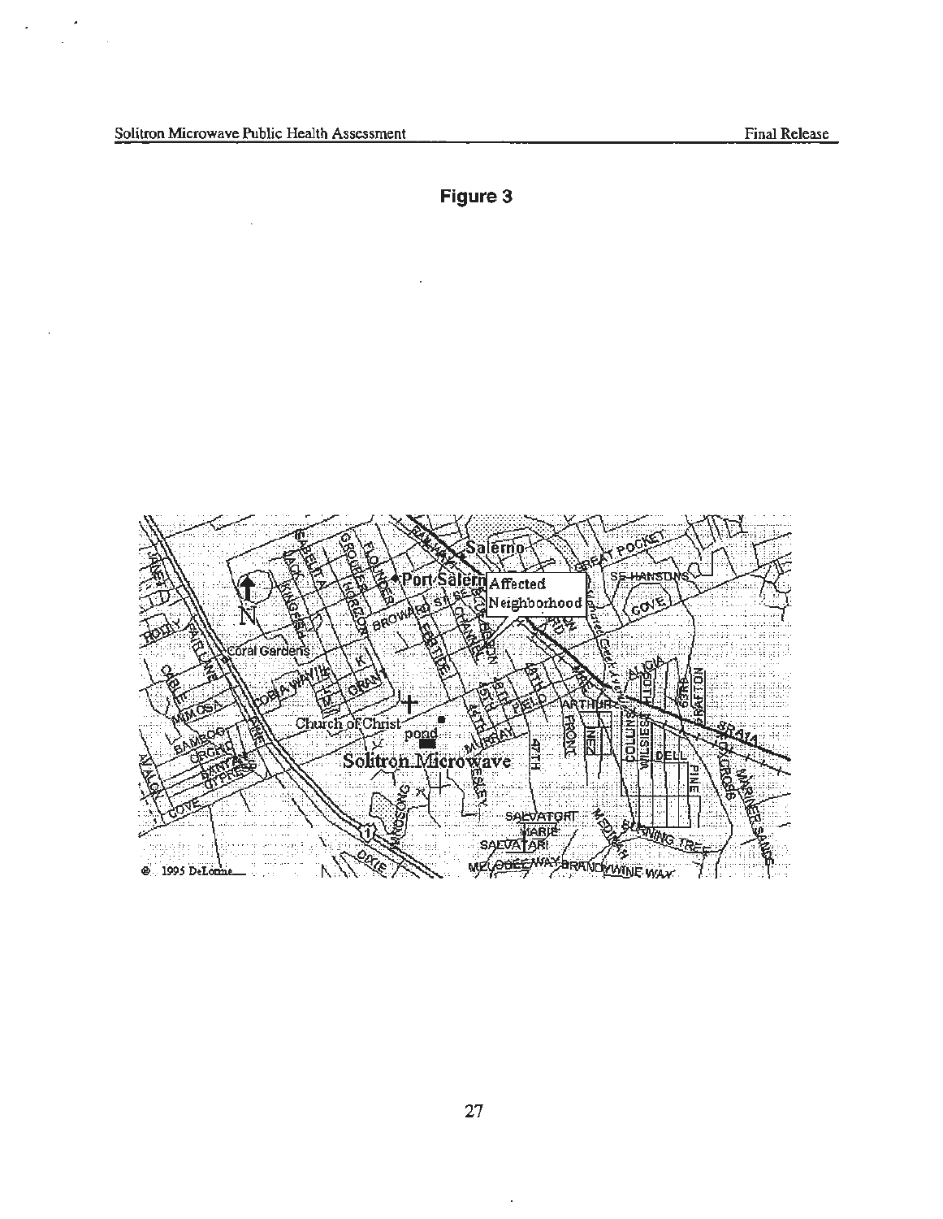**Figure 3**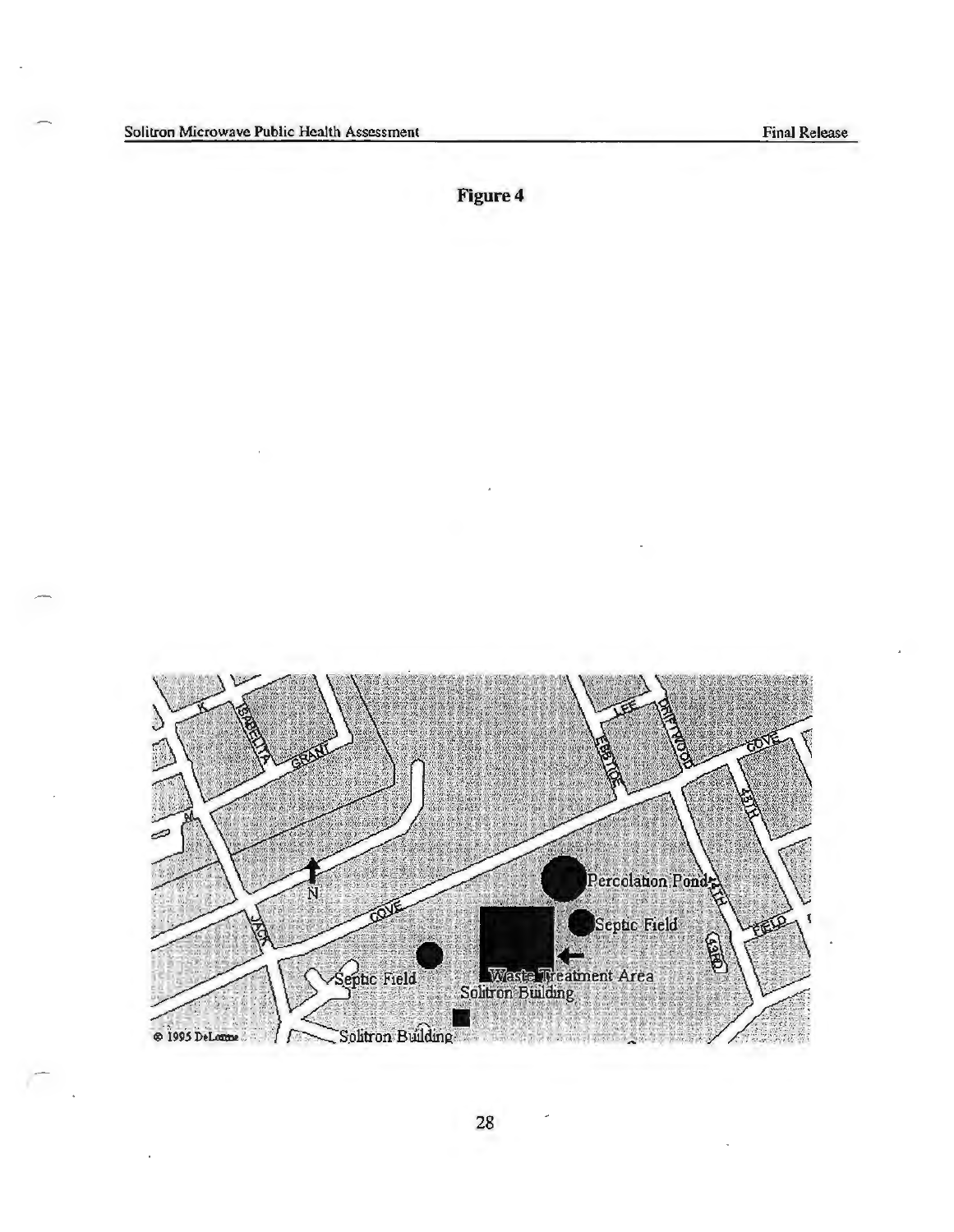**Figure 4**

Percolation Pond

Septic Field

Septic Field

Waste Treatment Area

Solitron Building

Solitron Building

N

K

ISABELITA

GRANT

M

JACK

COVE

LEE

EBBTIDE

DRIFTWOOD

COVE

45TH

FIELD

© 1995 DeLorme